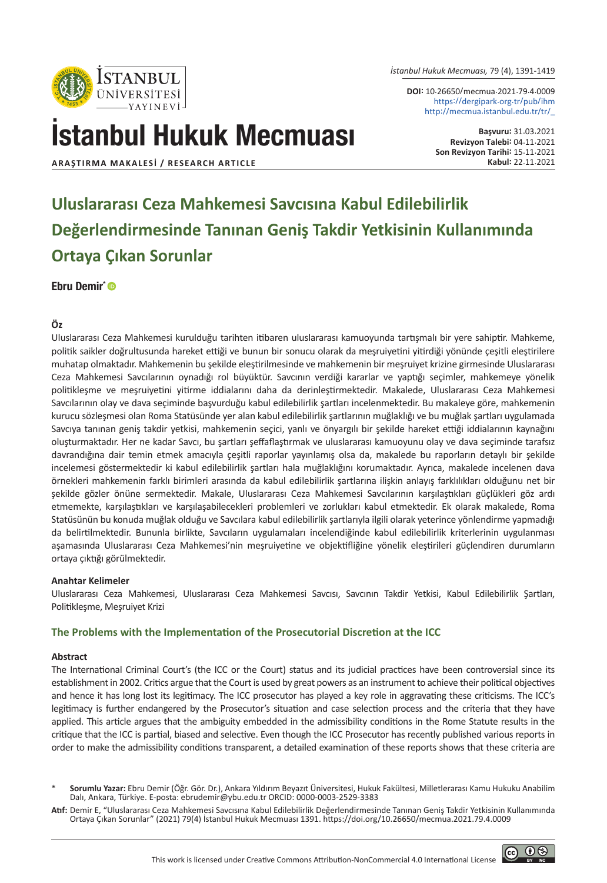**ARAŞTIRMA MAKALESİ / RESEARCH ARTICLE**

DOI: 10.26650/mecmua.2021.79.4.0009
https://dergipark.org.tr/pub/ihm
http://mecmua.istanbul.edu.tr/tr/_

**Başvuru:** 31.03.2021
**Revizyon Talebi:** 04.11.2021
**Son Revizyon Tarihi:** 15.11.2021
**Kabul:** 22.11.2021

# Uluslararası Ceza Mahkemesi Savcısına Kabul Edilebilirlik Değerlendirmesinde Tanınan Geniş Takdir Yetkisinin Kullanımında Ortaya Çıkan Sorunlar

**Ebru Demir***

### Öz

Uluslararası Ceza Mahkemesi kurulduğu tarihten itibaren uluslararası kamuoyunda tartışmalı bir yere sahiptir. Mahkeme, politik saikler doğrultusunda hareket ettiği ve bunun bir sonucu olarak da meşruiyetini yitirdiği yönünde çeşitli eleştirilere muhatap olmaktadır. Mahkemenin bu şekilde eleştirilmesinde ve mahkemenin bir meşruiyet krizine girmesinde Uluslararası Ceza Mahkemesi Savcılarının oynadığı rol büyüktür. Savcının verdiği kararlar ve yaptığı seçimler, mahkemeye yönelik politikleşme ve meşruiyetini yitirme iddialarını daha da derinleştirmektedir. Makalede, Uluslararası Ceza Mahkemesi Savcılarının olay ve dava seçiminde başvurduğu kabul edilebilirlik şartları incelenmektedir. Bu makaleye göre, mahkemenin kurucu sözleşmesi olan Roma Statüsünde yer alan kabul edilebilirlik şartlarının muğlaklığı ve bu muğlak şartları uygulamada Savcıya tanınan geniş takdir yetkisi, mahkemenin seçici, yanlı ve önyargılı bir şekilde hareket ettiği iddialarının kaynağını oluşturmaktadır. Her ne kadar Savcı, bu şartları şeffaflaştırmak ve uluslararası kamuoyunu olay ve dava seçiminde tarafsız davrandığına dair temin etmek amacıyla çeşitli raporlar yayınlamış olsa da, makalede bu raporların detaylı bir şekilde incelemesi göstermektedir ki kabul edilebilirlik şartları hala muğlaklığını korumaktadır. Ayrıca, makalede incelenen dava örnekleri mahkemenin farklı birimleri arasında da kabul edilebilirlik şartlarına ilişkin anlayış farklılıkları olduğunu net bir şekilde gözler önüne sermektedir. Makale, Uluslararası Ceza Mahkemesi Savcılarının karşılaştıkları güçlükleri göz ardı etmemekte, karşılaştıkları ve karşılaşabilecekleri problemleri ve zorlukları kabul etmektedir. Ek olarak makalede, Roma Statüsünün bu konuda muğlak olduğu ve Savcılara kabul edilebilirlik şartlarıyla ilgili olarak yeterince yönlendirme yapmadığı da belirtilmektedir. Bununla birlikte, Savcıların uygulamaları incelendiğinde kabul edilebilirlik kriterlerinin uygulanması aşamasında Uluslararası Ceza Mahkemesi'nin meşruiyetine ve objektifliğine yönelik eleştirileri güçlendiren durumların ortaya çıktığı görülmektedir.

#### Anahtar Kelimeler

Uluslararası Ceza Mahkemesi, Uluslararası Ceza Mahkemesi Savcısı, Savcının Takdir Yetkisi, Kabul Edilebilirlik Şartları, Politikleşme, Meşruiyet Krizi

## The Problems with the Implementation of the Prosecutorial Discretion at the ICC

### Abstract

The International Criminal Court's (the ICC or the Court) status and its judicial practices have been controversial since its establishment in 2002. Critics argue that the Court is used by great powers as an instrument to achieve their political objectives and hence it has long lost its legitimacy. The ICC prosecutor has played a key role in aggravating these criticisms. The ICC's legitimacy is further endangered by the Prosecutor's situation and case selection process and the criteria that they have applied. This article argues that the ambiguity embedded in the admissibility conditions in the Rome Statute results in the critique that the ICC is partial, biased and selective. Even though the ICC Prosecutor has recently published various reports in order to make the admissibility conditions transparent, a detailed examination of these reports shows that these criteria are

---

\* **Sorumlu Yazar:** Ebru Demir (Öğr. Gör. Dr.), Ankara Yıldırım Beyazıt Üniversitesi, Hukuk Fakültesi, Milletlerarası Kamu Hukuku Anabilim Dalı, Ankara, Türkiye. E-posta: ebrudemir@ybu.edu.tr ORCID: 0000-0003-2529-3383

**Atıf:** Demir E, "Uluslararası Ceza Mahkemesi Savcısına Kabul Edilebilirlik Değerlendirmesinde Tanınan Geniş Takdir Yetkisinin Kullanımında Ortaya Çıkan Sorunlar" (2021) 79(4) İstanbul Hukuk Mecmuası 1391. https://doi.org/10.26650/mecmua.2021.79.4.0009

This work is licensed under Creative Commons Attribution-NonCommercial 4.0 International License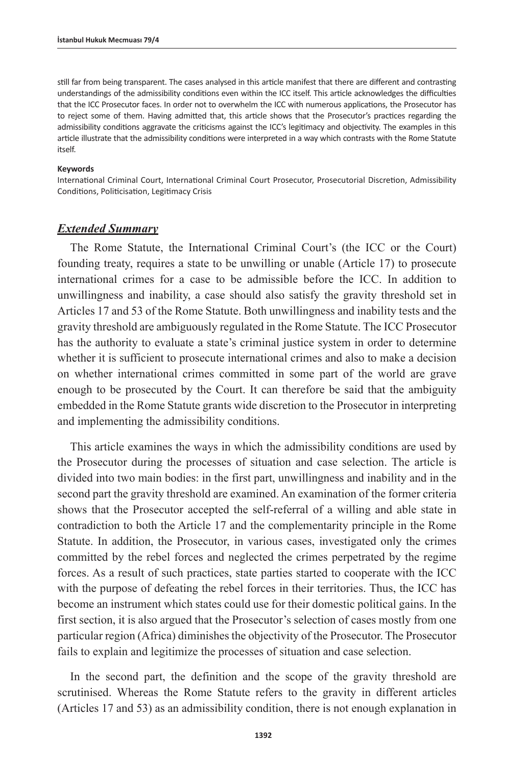still far from being transparent. The cases analysed in this article manifest that there are different and contrasting understandings of the admissibility conditions even within the ICC itself. This article acknowledges the difficulties that the ICC Prosecutor faces. In order not to overwhelm the ICC with numerous applications, the Prosecutor has to reject some of them. Having admitted that, this article shows that the Prosecutor's practices regarding the admissibility conditions aggravate the criticisms against the ICC's legitimacy and objectivity. The examples in this article illustrate that the admissibility conditions were interpreted in a way which contrasts with the Rome Statute itself.

**Keywords**

International Criminal Court, International Criminal Court Prosecutor, Prosecutorial Discretion, Admissibility Conditions, Politicisation, Legitimacy Crisis

## ***Extended Summary***

The Rome Statute, the International Criminal Court's (the ICC or the Court) founding treaty, requires a state to be unwilling or unable (Article 17) to prosecute international crimes for a case to be admissible before the ICC. In addition to unwillingness and inability, a case should also satisfy the gravity threshold set in Articles 17 and 53 of the Rome Statute. Both unwillingness and inability tests and the gravity threshold are ambiguously regulated in the Rome Statute. The ICC Prosecutor has the authority to evaluate a state's criminal justice system in order to determine whether it is sufficient to prosecute international crimes and also to make a decision on whether international crimes committed in some part of the world are grave enough to be prosecuted by the Court. It can therefore be said that the ambiguity embedded in the Rome Statute grants wide discretion to the Prosecutor in interpreting and implementing the admissibility conditions.

This article examines the ways in which the admissibility conditions are used by the Prosecutor during the processes of situation and case selection. The article is divided into two main bodies: in the first part, unwillingness and inability and in the second part the gravity threshold are examined. An examination of the former criteria shows that the Prosecutor accepted the self-referral of a willing and able state in contradiction to both the Article 17 and the complementarity principle in the Rome Statute. In addition, the Prosecutor, in various cases, investigated only the crimes committed by the rebel forces and neglected the crimes perpetrated by the regime forces. As a result of such practices, state parties started to cooperate with the ICC with the purpose of defeating the rebel forces in their territories. Thus, the ICC has become an instrument which states could use for their domestic political gains. In the first section, it is also argued that the Prosecutor's selection of cases mostly from one particular region (Africa) diminishes the objectivity of the Prosecutor. The Prosecutor fails to explain and legitimize the processes of situation and case selection.

In the second part, the definition and the scope of the gravity threshold are scrutinised. Whereas the Rome Statute refers to the gravity in different articles (Articles 17 and 53) as an admissibility condition, there is not enough explanation in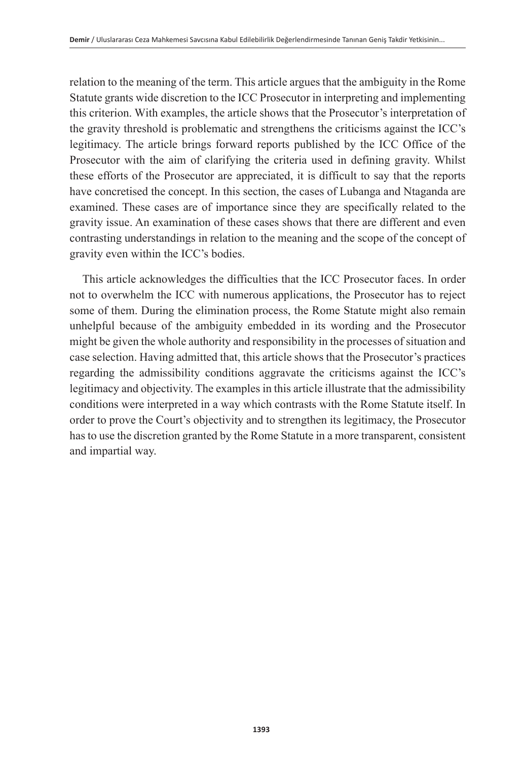relation to the meaning of the term. This article argues that the ambiguity in the Rome Statute grants wide discretion to the ICC Prosecutor in interpreting and implementing this criterion. With examples, the article shows that the Prosecutor's interpretation of the gravity threshold is problematic and strengthens the criticisms against the ICC's legitimacy. The article brings forward reports published by the ICC Office of the Prosecutor with the aim of clarifying the criteria used in defining gravity. Whilst these efforts of the Prosecutor are appreciated, it is difficult to say that the reports have concretised the concept. In this section, the cases of Lubanga and Ntaganda are examined. These cases are of importance since they are specifically related to the gravity issue. An examination of these cases shows that there are different and even contrasting understandings in relation to the meaning and the scope of the concept of gravity even within the ICC's bodies.

This article acknowledges the difficulties that the ICC Prosecutor faces. In order not to overwhelm the ICC with numerous applications, the Prosecutor has to reject some of them. During the elimination process, the Rome Statute might also remain unhelpful because of the ambiguity embedded in its wording and the Prosecutor might be given the whole authority and responsibility in the processes of situation and case selection. Having admitted that, this article shows that the Prosecutor's practices regarding the admissibility conditions aggravate the criticisms against the ICC's legitimacy and objectivity. The examples in this article illustrate that the admissibility conditions were interpreted in a way which contrasts with the Rome Statute itself. In order to prove the Court's objectivity and to strengthen its legitimacy, the Prosecutor has to use the discretion granted by the Rome Statute in a more transparent, consistent and impartial way.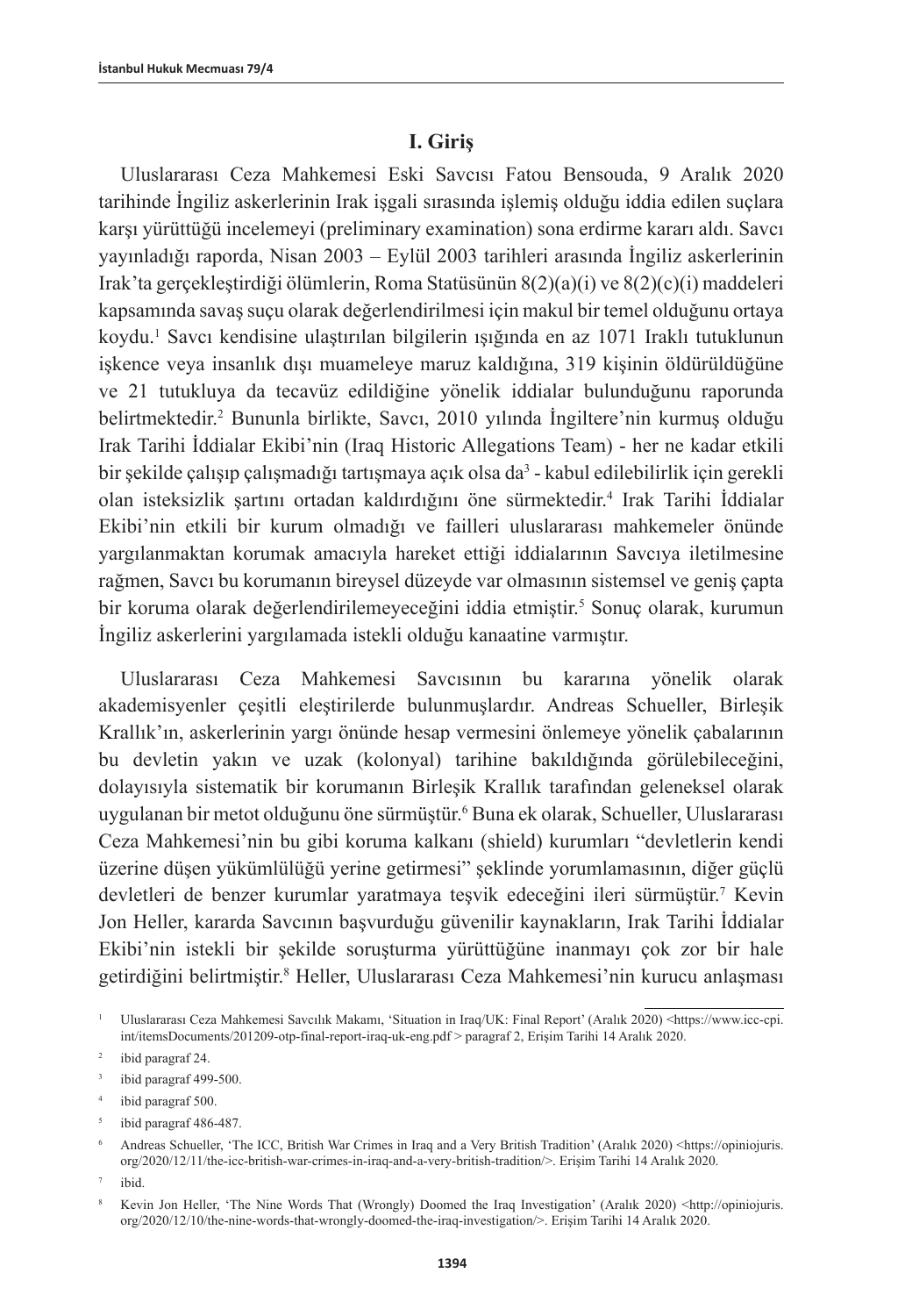## I. Giriş

Uluslararası Ceza Mahkemesi Eski Savcısı Fatou Bensouda, 9 Aralık 2020 tarihinde İngiliz askerlerinin Irak işgali sırasında işlemiş olduğu iddia edilen suçlara karşı yürüttüğü incelemeyi (preliminary examination) sona erdirme kararı aldı. Savcı yayınladığı raporda, Nisan 2003 – Eylül 2003 tarihleri arasında İngiliz askerlerinin Irak'ta gerçekleştirdiği ölümlerin, Roma Statüsünün 8(2)(a)(i) ve 8(2)(c)(i) maddeleri kapsamında savaş suçu olarak değerlendirilmesi için makul bir temel olduğunu ortaya koydu.[1] Savcı kendisine ulaştırılan bilgilerin ışığında en az 1071 Iraklı tutuklunun işkence veya insanlık dışı muameleye maruz kaldığına, 319 kişinin öldürüldüğüne ve 21 tutukluya da tecavüz edildiğine yönelik iddialar bulunduğunu raporunda belirtmektedir.[2] Bununla birlikte, Savcı, 2010 yılında İngiltere'nin kurmuş olduğu Irak Tarihi İddialar Ekibi'nin (Iraq Historic Allegations Team) - her ne kadar etkili bir şekilde çalışıp çalışmadığı tartışmaya açık olsa da[3] - kabul edilebilirlik için gerekli olan isteksizlik şartını ortadan kaldırdığını öne sürmektedir.[4] Irak Tarihi İddialar Ekibi'nin etkili bir kurum olmadığı ve failleri uluslararası mahkemeler önünde yargılanmaktan korumak amacıyla hareket ettiği iddialarının Savcıya iletilmesine rağmen, Savcı bu korumanın bireysel düzeyde var olmasının sistemsel ve geniş çapta bir koruma olarak değerlendirilemeyeceğini iddia etmiştir.[5] Sonuç olarak, kurumun İngiliz askerlerini yargılamada istekli olduğu kanaatine varmıştır.

Uluslararası Ceza Mahkemesi Savcısının bu kararına yönelik olarak akademisyenler çeşitli eleştirilerde bulunmuşlardır. Andreas Schueller, Birleşik Krallık'ın, askerlerinin yargı önünde hesap vermesini önlemeye yönelik çabalarının bu devletin yakın ve uzak (kolonyal) tarihine bakıldığında görülebileceğini, dolayısıyla sistematik bir korumanın Birleşik Krallık tarafından geleneksel olarak uygulanan bir metot olduğunu öne sürmüştür.[6] Buna ek olarak, Schueller, Uluslararası Ceza Mahkemesi'nin bu gibi koruma kalkanı (shield) kurumları "devletlerin kendi üzerine düşen yükümlülüğü yerine getirmesi" şeklinde yorumlamasının, diğer güçlü devletleri de benzer kurumlar yaratmaya teşvik edeceğini ileri sürmüştür.[7] Kevin Jon Heller, kararda Savcının başvurduğu güvenilir kaynakların, Irak Tarihi İddialar Ekibi'nin istekli bir şekilde soruşturma yürüttüğüne inanmayı çok zor bir hale getirdiğini belirtmiştir.[8] Heller, Uluslararası Ceza Mahkemesi'nin kurucu anlaşması

---

[1] Uluslararası Ceza Mahkemesi Savcılık Makamı, 'Situation in Iraq/UK: Final Report' (Aralık 2020) <https://www.icc-cpi.int/itemsDocuments/201209-otp-final-report-iraq-uk-eng.pdf > paragraf 2, Erişim Tarihi 14 Aralık 2020.

[2] ibid paragraf 24.

[3] ibid paragraf 499-500.

[4] ibid paragraf 500.

[5] ibid paragraf 486-487.

[6] Andreas Schueller, 'The ICC, British War Crimes in Iraq and a Very British Tradition' (Aralık 2020) <https://opiniojuris.org/2020/12/11/the-icc-british-war-crimes-in-iraq-and-a-very-british-tradition/>. Erişim Tarihi 14 Aralık 2020.

[7] ibid.

[8] Kevin Jon Heller, 'The Nine Words That (Wrongly) Doomed the Iraq Investigation' (Aralık 2020) <http://opiniojuris.org/2020/12/10/the-nine-words-that-wrongly-doomed-the-iraq-investigation/>. Erişim Tarihi 14 Aralık 2020.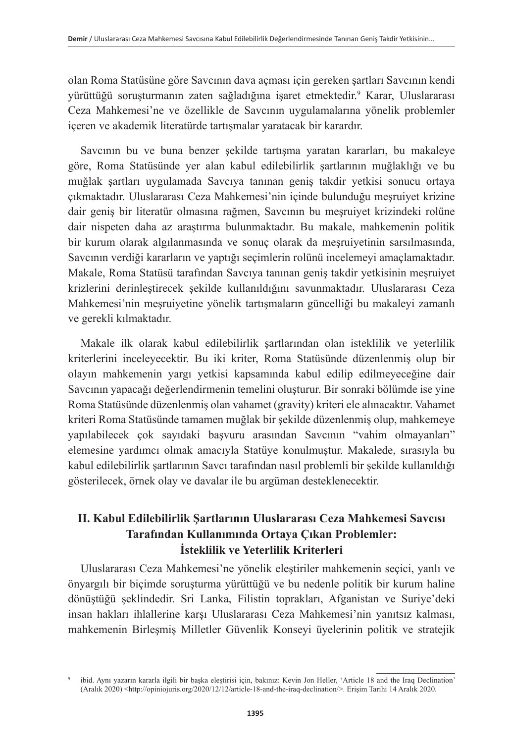olan Roma Statüsüne göre Savcının dava açması için gereken şartları Savcının kendi yürüttüğü soruşturmanın zaten sağladığına işaret etmektedir.[9] Karar, Uluslararası Ceza Mahkemesi'ne ve özellikle de Savcının uygulamalarına yönelik problemler içeren ve akademik literatürde tartışmalar yaratacak bir karardır.

Savcının bu ve buna benzer şekilde tartışma yaratan kararları, bu makaleye göre, Roma Statüsünde yer alan kabul edilebilirlik şartlarının muğlaklığı ve bu muğlak şartları uygulamada Savcıya tanınan geniş takdir yetkisi sonucu ortaya çıkmaktadır. Uluslararası Ceza Mahkemesi'nin içinde bulunduğu meşruiyet krizine dair geniş bir literatür olmasına rağmen, Savcının bu meşruiyet krizindeki rolüne dair nispeten daha az araştırma bulunmaktadır. Bu makale, mahkemenin politik bir kurum olarak algılanmasında ve sonuç olarak da meşruiyetinin sarsılmasında, Savcının verdiği kararların ve yaptığı seçimlerin rolünü incelemeyi amaçlamaktadır. Makale, Roma Statüsü tarafından Savcıya tanınan geniş takdir yetkisinin meşruiyet krizlerini derinleştirecek şekilde kullanıldığını savunmaktadır. Uluslararası Ceza Mahkemesi'nin meşruiyetine yönelik tartışmaların güncelliği bu makaleyi zamanlı ve gerekli kılmaktadır.

Makale ilk olarak kabul edilebilirlik şartlarından olan isteklilik ve yeterlilik kriterlerini inceleyecektir. Bu iki kriter, Roma Statüsünde düzenlenmiş olup bir olayın mahkemenin yargı yetkisi kapsamında kabul edilip edilmeyeceğine dair Savcının yapacağı değerlendirmenin temelini oluşturur. Bir sonraki bölümde ise yine Roma Statüsünde düzenlenmiş olan vahamet (gravity) kriteri ele alınacaktır. Vahamet kriteri Roma Statüsünde tamamen muğlak bir şekilde düzenlenmiş olup, mahkemeye yapılabilecek çok sayıdaki başvuru arasından Savcının "vahim olmayanları" elemesine yardımcı olmak amacıyla Statüye konulmuştur. Makalede, sırasıyla bu kabul edilebilirlik şartlarının Savcı tarafından nasıl problemli bir şekilde kullanıldığı gösterilecek, örnek olay ve davalar ile bu argüman desteklenecektir.

## II. Kabul Edilebilirlik Şartlarının Uluslararası Ceza Mahkemesi Savcısı Tarafından Kullanımında Ortaya Çıkan Problemler: İsteklilik ve Yeterlilik Kriterleri

Uluslararası Ceza Mahkemesi'ne yönelik eleştiriler mahkemenin seçici, yanlı ve önyargılı bir biçimde soruşturma yürüttüğü ve bu nedenle politik bir kurum haline dönüştüğü şeklindedir. Sri Lanka, Filistin toprakları, Afganistan ve Suriye'deki insan hakları ihlallerine karşı Uluslararası Ceza Mahkemesi'nin yanıtsız kalması, mahkemenin Birleşmiş Milletler Güvenlik Konseyi üyelerinin politik ve stratejik

---

[9] ibid. Aynı yazarın kararla ilgili bir başka eleştirisi için, bakınız: Kevin Jon Heller, 'Article 18 and the Iraq Declination' (Aralık 2020) <http://opiniojuris.org/2020/12/12/article-18-and-the-iraq-declination/>. Erişim Tarihi 14 Aralık 2020.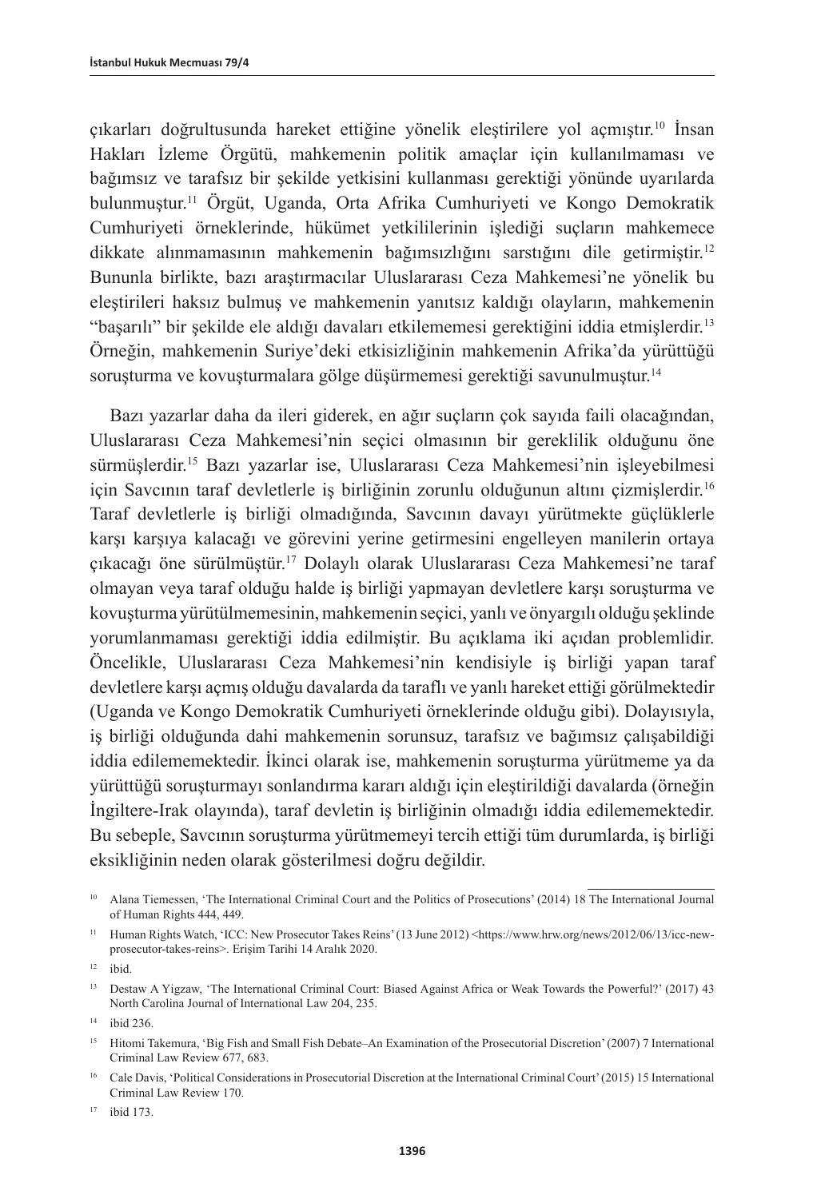çıkarları doğrultusunda hareket ettiğine yönelik eleştirilere yol açmıştır.[10] İnsan Hakları İzleme Örgütü, mahkemenin politik amaçlar için kullanılmaması ve bağımsız ve tarafsız bir şekilde yetkisini kullanması gerektiği yönünde uyarılarda bulunmuştur.[11] Örgüt, Uganda, Orta Afrika Cumhuriyeti ve Kongo Demokratik Cumhuriyeti örneklerinde, hükümet yetkililerinin işlediği suçların mahkemece dikkate alınmamasının mahkemenin bağımsızlığını sarstığını dile getirmiştir.[12] Bununla birlikte, bazı araştırmacılar Uluslararası Ceza Mahkemesi'ne yönelik bu eleştirileri haksız bulmuş ve mahkemenin yanıtsız kaldığı olayların, mahkemenin "başarılı" bir şekilde ele aldığı davaları etkilememesi gerektiğini iddia etmişlerdir.[13] Örneğin, mahkemenin Suriye'deki etkisizliğinin mahkemenin Afrika'da yürüttüğü soruşturma ve kovuşturmalara gölge düşürmemesi gerektiği savunulmuştur.[14]

Bazı yazarlar daha da ileri giderek, en ağır suçların çok sayıda faili olacağından, Uluslararası Ceza Mahkemesi'nin seçici olmasının bir gereklilik olduğunu öne sürmüşlerdir.[15] Bazı yazarlar ise, Uluslararası Ceza Mahkemesi'nin işleyebilmesi için Savcının taraf devletlerle iş birliğinin zorunlu olduğunun altını çizmişlerdir.[16] Taraf devletlerle iş birliği olmadığında, Savcının davayı yürütmekte güçlüklerle karşı karşıya kalacağı ve görevini yerine getirmesini engelleyen manilerin ortaya çıkacağı öne sürülmüştür.[17] Dolaylı olarak Uluslararası Ceza Mahkemesi'ne taraf olmayan veya taraf olduğu halde iş birliği yapmayan devletlere karşı soruşturma ve kovuşturma yürütülmemesinin, mahkemenin seçici, yanlı ve önyargılı olduğu şeklinde yorumlanmaması gerektiği iddia edilmiştir. Bu açıklama iki açıdan problemlidir. Öncelikle, Uluslararası Ceza Mahkemesi'nin kendisiyle iş birliği yapan taraf devletlere karşı açmış olduğu davalarda da taraflı ve yanlı hareket ettiği görülmektedir (Uganda ve Kongo Demokratik Cumhuriyeti örneklerinde olduğu gibi). Dolayısıyla, iş birliği olduğunda dahi mahkemenin sorunsuz, tarafsız ve bağımsız çalışabildiği iddia edilememektedir. İkinci olarak ise, mahkemenin soruşturma yürütmeme ya da yürüttüğü soruşturmayı sonlandırma kararı aldığı için eleştirildiği davalarda (örneğin İngiltere-Irak olayında), taraf devletin iş birliğinin olmadığı iddia edilememektedir. Bu sebeple, Savcının soruşturma yürütmemeyi tercih ettiği tüm durumlarda, iş birliği eksikliğinin neden olarak gösterilmesi doğru değildir.

---

[10] Alana Tiemessen, 'The International Criminal Court and the Politics of Prosecutions' (2014) 18 The International Journal of Human Rights 444, 449.

[11] Human Rights Watch, 'ICC: New Prosecutor Takes Reins' (13 June 2012) <https://www.hrw.org/news/2012/06/13/icc-new-prosecutor-takes-reins>. Erişim Tarihi 14 Aralık 2020.

[12] ibid.

[13] Destaw A Yigzaw, 'The International Criminal Court: Biased Against Africa or Weak Towards the Powerful?' (2017) 43 North Carolina Journal of International Law 204, 235.

[14] ibid 236.

[15] Hitomi Takemura, 'Big Fish and Small Fish Debate–An Examination of the Prosecutorial Discretion' (2007) 7 International Criminal Law Review 677, 683.

[16] Cale Davis, 'Political Considerations in Prosecutorial Discretion at the International Criminal Court' (2015) 15 International Criminal Law Review 170.

[17] ibid 173.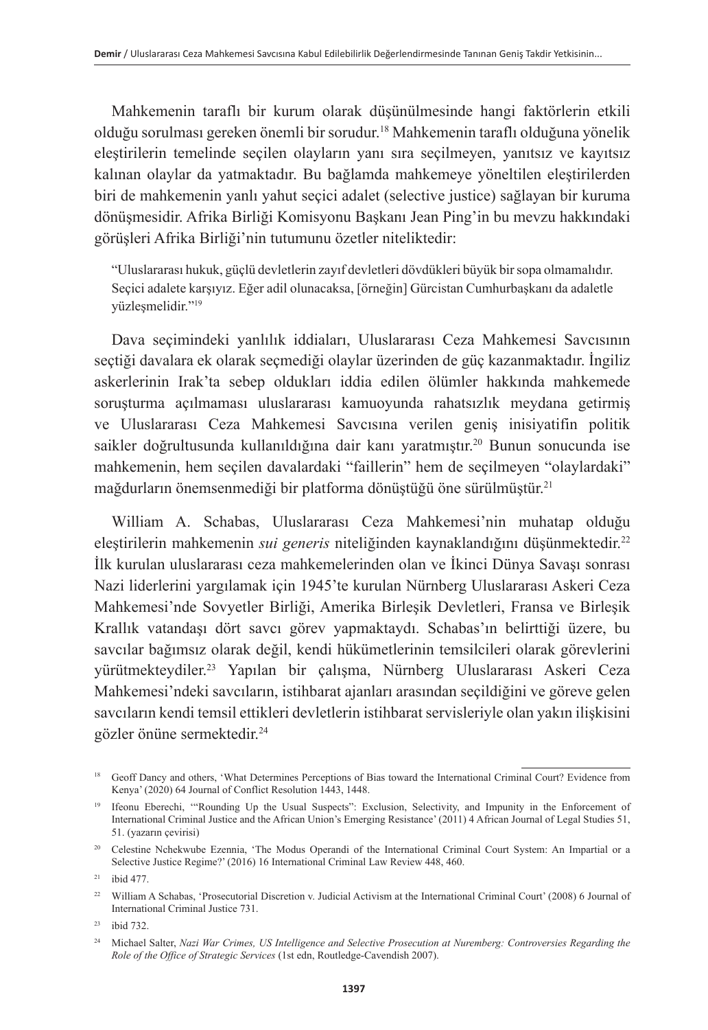Mahkemenin taraflı bir kurum olarak düşünülmesinde hangi faktörlerin etkili olduğu sorulması gereken önemli bir sorudur.[18] Mahkemenin taraflı olduğuna yönelik eleştirilerin temelinde seçilen olayların yanı sıra seçilmeyen, yanıtsız ve kayıtsız kalınan olaylar da yatmaktadır. Bu bağlamda mahkemeye yöneltilen eleştirilerden biri de mahkemenin yanlı yahut seçici adalet (selective justice) sağlayan bir kuruma dönüşmesidir. Afrika Birliği Komisyonu Başkanı Jean Ping'in bu mevzu hakkındaki görüşleri Afrika Birliği'nin tutumunu özetler niteliktedir:

> "Uluslararası hukuk, güçlü devletlerin zayıf devletleri dövdükleri büyük bir sopa olmamalıdır. Seçici adalete karşıyız. Eğer adil olunacaksa, [örneğin] Gürcistan Cumhurbaşkanı da adaletle yüzleşmelidir."[19]

Dava seçimindeki yanlılık iddiaları, Uluslararası Ceza Mahkemesi Savcısının seçtiği davalara ek olarak seçmediği olaylar üzerinden de güç kazanmaktadır. İngiliz askerlerinin Irak'ta sebep oldukları iddia edilen ölümler hakkında mahkemede soruşturma açılmaması uluslararası kamuoyunda rahatsızlık meydana getirmiş ve Uluslararası Ceza Mahkemesi Savcısına verilen geniş inisiyatifin politik saikler doğrultusunda kullanıldığına dair kanı yaratmıştır.[20] Bunun sonucunda ise mahkemenin, hem seçilen davalardaki "faillerin" hem de seçilmeyen "olaylardaki" mağdurların önemsenmediği bir platforma dönüştüğü öne sürülmüştür.[21]

William A. Schabas, Uluslararası Ceza Mahkemesi'nin muhatap olduğu eleştirilerin mahkemenin *sui generis* niteliğinden kaynaklandığını düşünmektedir.[22] İlk kurulan uluslararası ceza mahkemelerinden olan ve İkinci Dünya Savaşı sonrası Nazi liderlerini yargılamak için 1945'te kurulan Nürnberg Uluslararası Askeri Ceza Mahkemesi'nde Sovyetler Birliği, Amerika Birleşik Devletleri, Fransa ve Birleşik Krallık vatandaşı dört savcı görev yapmaktaydı. Schabas'ın belirttiği üzere, bu savcılar bağımsız olarak değil, kendi hükümetlerinin temsilcileri olarak görevlerini yürütmekteydiler.[23] Yapılan bir çalışma, Nürnberg Uluslararası Askeri Ceza Mahkemesi'ndeki savcıların, istihbarat ajanları arasından seçildiğini ve göreve gelen savcıların kendi temsil ettikleri devletlerin istihbarat servisleriyle olan yakın ilişkisini gözler önüne sermektedir.[24]

---

[18] Geoff Dancy and others, 'What Determines Perceptions of Bias toward the International Criminal Court? Evidence from Kenya' (2020) 64 Journal of Conflict Resolution 1443, 1448.

[19] Ifeonu Eberechi, '"Rounding Up the Usual Suspects": Exclusion, Selectivity, and Impunity in the Enforcement of International Criminal Justice and the African Union's Emerging Resistance' (2011) 4 African Journal of Legal Studies 51, 51. (yazarın çevirisi)

[20] Celestine Nchekwube Ezennia, 'The Modus Operandi of the International Criminal Court System: An Impartial or a Selective Justice Regime?' (2016) 16 International Criminal Law Review 448, 460.

[21] ibid 477.

[22] William A Schabas, 'Prosecutorial Discretion v. Judicial Activism at the International Criminal Court' (2008) 6 Journal of International Criminal Justice 731.

[23] ibid 732.

[24] Michael Salter, *Nazi War Crimes, US Intelligence and Selective Prosecution at Nuremberg: Controversies Regarding the Role of the Office of Strategic Services* (1st edn, Routledge-Cavendish 2007).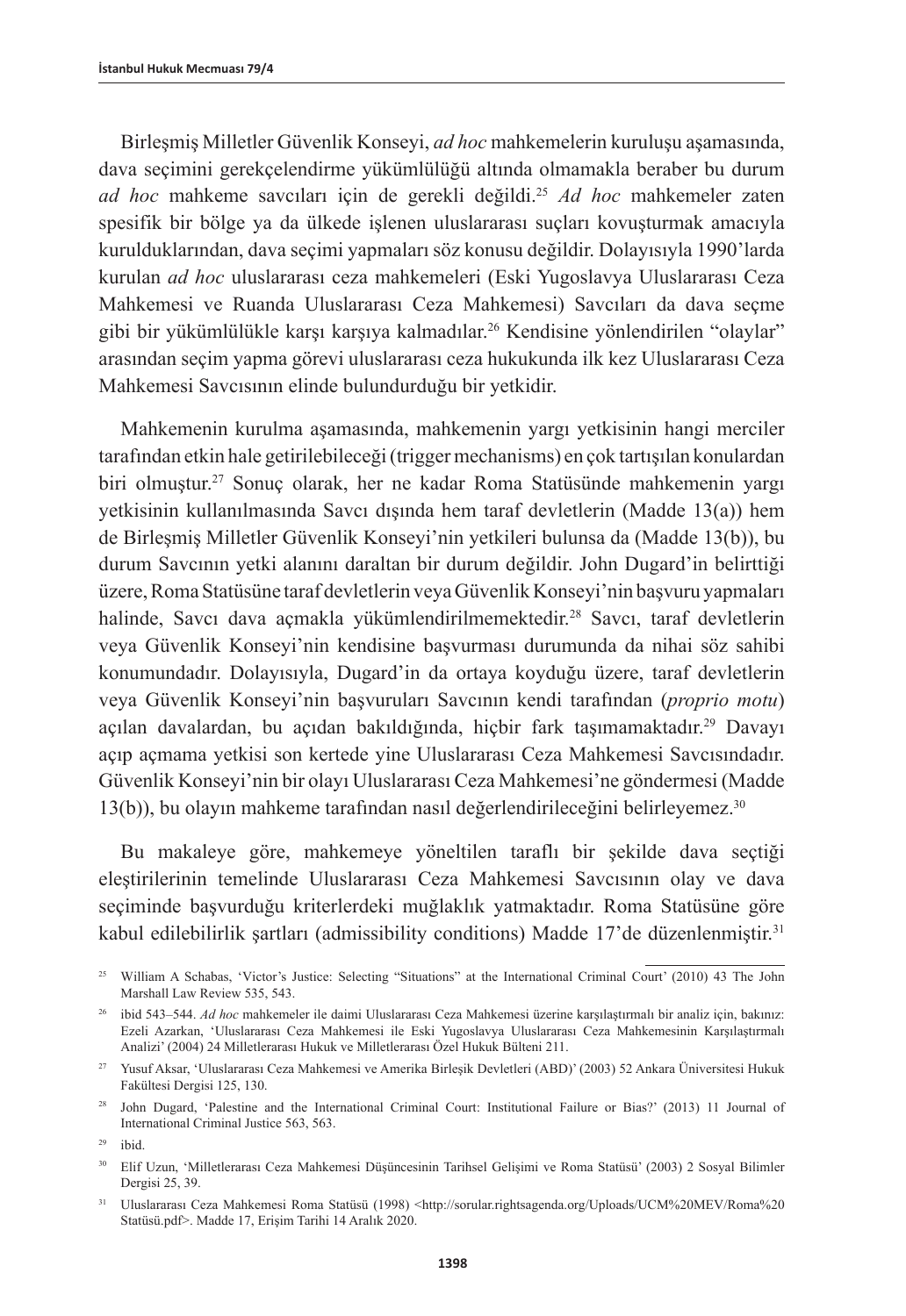Birleşmiş Milletler Güvenlik Konseyi, *ad hoc* mahkemelerin kuruluşu aşamasında, dava seçimini gerekçelendirme yükümlülüğü altında olmamakla beraber bu durum *ad hoc* mahkeme savcıları için de gerekli değildi.[25] *Ad hoc* mahkemeler zaten spesifik bir bölge ya da ülkede işlenen uluslararası suçları kovuşturmak amacıyla kurulduklarından, dava seçimi yapmaları söz konusu değildir. Dolayısıyla 1990'larda kurulan *ad hoc* uluslararası ceza mahkemeleri (Eski Yugoslavya Uluslararası Ceza Mahkemesi ve Ruanda Uluslararası Ceza Mahkemesi) Savcıları da dava seçme gibi bir yükümlülükle karşı karşıya kalmadılar.[26] Kendisine yönlendirilen "olaylar" arasından seçim yapma görevi uluslararası ceza hukukunda ilk kez Uluslararası Ceza Mahkemesi Savcısının elinde bulundurduğu bir yetkidir.

Mahkemenin kurulma aşamasında, mahkemenin yargı yetkisinin hangi merciler tarafından etkin hale getirilebileceği (trigger mechanisms) en çok tartışılan konulardan biri olmuştur.[27] Sonuç olarak, her ne kadar Roma Statüsünde mahkemenin yargı yetkisinin kullanılmasında Savcı dışında hem taraf devletlerin (Madde 13(a)) hem de Birleşmiş Milletler Güvenlik Konseyi'nin yetkileri bulunsa da (Madde 13(b)), bu durum Savcının yetki alanını daraltan bir durum değildir. John Dugard'in belirttiği üzere, Roma Statüsüne taraf devletlerin veya Güvenlik Konseyi'nin başvuru yapmaları halinde, Savcı dava açmakla yükümlendirilmemektedir.[28] Savcı, taraf devletlerin veya Güvenlik Konseyi'nin kendisine başvurması durumunda da nihai söz sahibi konumundadır. Dolayısıyla, Dugard'in da ortaya koyduğu üzere, taraf devletlerin veya Güvenlik Konseyi'nin başvuruları Savcının kendi tarafından (*proprio motu*) açılan davalardan, bu açıdan bakıldığında, hiçbir fark taşımamaktadır.[29] Davayı açıp açmama yetkisi son kertede yine Uluslararası Ceza Mahkemesi Savcısındadır. Güvenlik Konseyi'nin bir olayı Uluslararası Ceza Mahkemesi'ne göndermesi (Madde 13(b)), bu olayın mahkeme tarafından nasıl değerlendirileceğini belirleyemez.[30]

Bu makaleye göre, mahkemeye yöneltilen taraflı bir şekilde dava seçtiği eleştirilerinin temelinde Uluslararası Ceza Mahkemesi Savcısının olay ve dava seçiminde başvurduğu kriterlerdeki muğlaklık yatmaktadır. Roma Statüsüne göre kabul edilebilirlik şartları (admissibility conditions) Madde 17'de düzenlenmiştir.[31]

---

[25] William A Schabas, 'Victor's Justice: Selecting "Situations" at the International Criminal Court' (2010) 43 The John Marshall Law Review 535, 543.

[26] ibid 543–544. *Ad hoc* mahkemeler ile daimi Uluslararası Ceza Mahkemesi üzerine karşılaştırmalı bir analiz için, bakınız: Ezeli Azarkan, 'Uluslararası Ceza Mahkemesi ile Eski Yugoslavya Uluslararası Ceza Mahkemesinin Karşılaştırmalı Analizi' (2004) 24 Milletlerarası Hukuk ve Milletlerarası Özel Hukuk Bülteni 211.

[27] Yusuf Aksar, 'Uluslararası Ceza Mahkemesi ve Amerika Birleşik Devletleri (ABD)' (2003) 52 Ankara Üniversitesi Hukuk Fakültesi Dergisi 125, 130.

[28] John Dugard, 'Palestine and the International Criminal Court: Institutional Failure or Bias?' (2013) 11 Journal of International Criminal Justice 563, 563.

[29] ibid.

[30] Elif Uzun, 'Milletlerarası Ceza Mahkemesi Düşüncesinin Tarihsel Gelişimi ve Roma Statüsü' (2003) 2 Sosyal Bilimler Dergisi 25, 39.

[31] Uluslararası Ceza Mahkemesi Roma Statüsü (1998) <http://sorular.rightsagenda.org/Uploads/UCM%20MEV/Roma%20Statüsü.pdf>. Madde 17, Erişim Tarihi 14 Aralık 2020.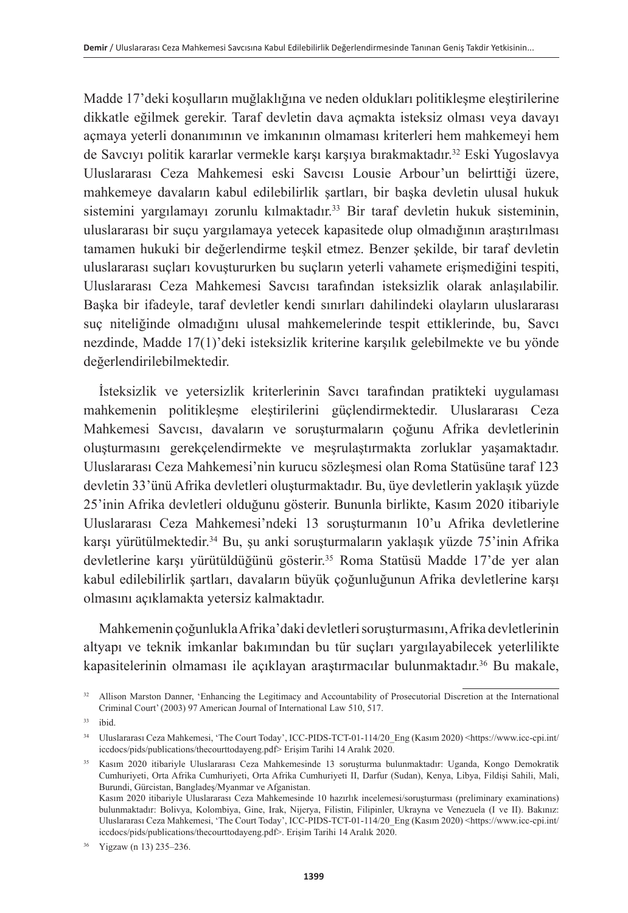Madde 17'deki koşulların muğlaklığına ve neden oldukları politikleşme eleştirilerine dikkatle eğilmek gerekir. Taraf devletin dava açmakta isteksiz olması veya davayı açmaya yeterli donanımının ve imkanının olmaması kriterleri hem mahkemeyi hem de Savcıyı politik kararlar vermekle karşı karşıya bırakmaktadır.[32] Eski Yugoslavya Uluslararası Ceza Mahkemesi eski Savcısı Lousie Arbour'un belirttiği üzere, mahkemeye davaların kabul edilebilirlik şartları, bir başka devletin ulusal hukuk sistemini yargılamayı zorunlu kılmaktadır.[33] Bir taraf devletin hukuk sisteminin, uluslararası bir suçu yargılamaya yetecek kapasitede olup olmadığının araştırılması tamamen hukuki bir değerlendirme teşkil etmez. Benzer şekilde, bir taraf devletin uluslararası suçları kovuştururken bu suçların yeterli vahamete erişmediğini tespiti, Uluslararası Ceza Mahkemesi Savcısı tarafından isteksizlik olarak anlaşılabilir. Başka bir ifadeyle, taraf devletler kendi sınırları dahilindeki olayların uluslararası suç niteliğinde olmadığını ulusal mahkemelerinde tespit ettiklerinde, bu, Savcı nezdinde, Madde 17(1)'deki isteksizlik kriterine karşılık gelebilmekte ve bu yönde değerlendirilebilmektedir.

İsteksizlik ve yetersizlik kriterlerinin Savcı tarafından pratikteki uygulaması mahkemenin politikleşme eleştirilerini güçlendirmektedir. Uluslararası Ceza Mahkemesi Savcısı, davaların ve soruşturmaların çoğunu Afrika devletlerinin oluşturmasını gerekçelendirmekte ve meşrulaştırmakta zorluklar yaşamaktadır. Uluslararası Ceza Mahkemesi'nin kurucu sözleşmesi olan Roma Statüsüne taraf 123 devletin 33'ünü Afrika devletleri oluşturmaktadır. Bu, üye devletlerin yaklaşık yüzde 25'inin Afrika devletleri olduğunu gösterir. Bununla birlikte, Kasım 2020 itibariyle Uluslararası Ceza Mahkemesi'ndeki 13 soruşturmanın 10'u Afrika devletlerine karşı yürütülmektedir.[34] Bu, şu anki soruşturmaların yaklaşık yüzde 75'inin Afrika devletlerine karşı yürütüldüğünü gösterir.[35] Roma Statüsü Madde 17'de yer alan kabul edilebilirlik şartları, davaların büyük çoğunluğunun Afrika devletlerine karşı olmasını açıklamakta yetersiz kalmaktadır.

Mahkemenin çoğunlukla Afrika'daki devletleri soruşturmasını, Afrika devletlerinin altyapı ve teknik imkanlar bakımından bu tür suçları yargılayabilecek yeterlilikte kapasitelerinin olmaması ile açıklayan araştırmacılar bulunmaktadır.[36] Bu makale,

---

[32] Allison Marston Danner, 'Enhancing the Legitimacy and Accountability of Prosecutorial Discretion at the International Criminal Court' (2003) 97 American Journal of International Law 510, 517.

[33] ibid.

[34] Uluslararası Ceza Mahkemesi, 'The Court Today', ICC-PIDS-TCT-01-114/20_Eng (Kasım 2020) <https://www.icc-cpi.int/iccdocs/pids/publications/thecourttodayeng.pdf> Erişim Tarihi 14 Aralık 2020.

[35] Kasım 2020 itibariyle Uluslararası Ceza Mahkemesinde 13 soruşturma bulunmaktadır: Uganda, Kongo Demokratik Cumhuriyeti, Orta Afrika Cumhuriyeti, Orta Afrika Cumhuriyeti II, Darfur (Sudan), Kenya, Libya, Fildişi Sahili, Mali, Burundi, Gürcistan, Bangladeş/Myanmar ve Afganistan.
Kasım 2020 itibariyle Uluslararası Ceza Mahkemesinde 10 hazırlık incelemesi/soruşturması (preliminary examinations) bulunmaktadır: Bolivya, Kolombiya, Gine, Irak, Nijerya, Filistin, Filipinler, Ukrayna ve Venezuela (I ve II). Bakınız: Uluslararası Ceza Mahkemesi, 'The Court Today', ICC-PIDS-TCT-01-114/20_Eng (Kasım 2020) <https://www.icc-cpi.int/iccdocs/pids/publications/thecourttodayeng.pdf>. Erişim Tarihi 14 Aralık 2020.

[36] Yigzaw (n 13) 235–236.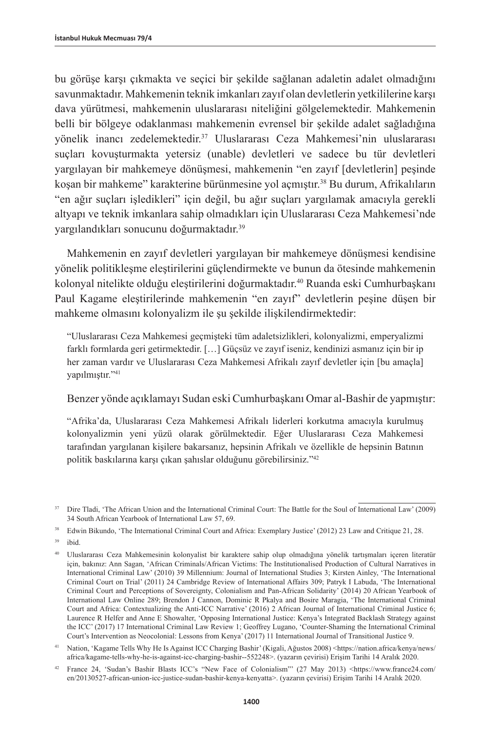bu görüşe karşı çıkmakta ve seçici bir şekilde sağlanan adaletin adalet olmadığını savunmaktadır. Mahkemenin teknik imkanları zayıf olan devletlerin yetkililerine karşı dava yürütmesi, mahkemenin uluslararası niteliğini gölgelemektedir. Mahkemenin belli bir bölgeye odaklanması mahkemenin evrensel bir şekilde adalet sağladığına yönelik inancı zedelemektedir.[37] Uluslararası Ceza Mahkemesi'nin uluslararası suçları kovuşturmakta yetersiz (unable) devletleri ve sadece bu tür devletleri yargılayan bir mahkemeye dönüşmesi, mahkemenin "en zayıf [devletlerin] peşinde koşan bir mahkeme" karakterine bürünmesine yol açmıştır.[38] Bu durum, Afrikalıların "en ağır suçları işledikleri" için değil, bu ağır suçları yargılamak amacıyla gerekli altyapı ve teknik imkanlara sahip olmadıkları için Uluslararası Ceza Mahkemesi'nde yargılandıkları sonucunu doğurmaktadır.[39]

Mahkemenin en zayıf devletleri yargılayan bir mahkemeye dönüşmesi kendisine yönelik politikleşme eleştirilerini güçlendirmekte ve bunun da ötesinde mahkemenin kolonyal nitelikte olduğu eleştirilerini doğurmaktadır.[40] Ruanda eski Cumhurbaşkanı Paul Kagame eleştirilerinde mahkemenin "en zayıf" devletlerin peşine düşen bir mahkeme olmasını kolonyalizm ile şu şekilde ilişkilendirmektedir:

> "Uluslararası Ceza Mahkemesi geçmişteki tüm adaletsizlikleri, kolonyalizmi, emperyalizmi farklı formlarda geri getirmektedir. […] Güçsüz ve zayıf iseniz, kendinizi asmanız için bir ip her zaman vardır ve Uluslararası Ceza Mahkemesi Afrikalı zayıf devletler için [bu amaçla] yapılmıştır."[41]

Benzer yönde açıklamayı Sudan eski Cumhurbaşkanı Omar al-Bashir de yapmıştır:

> "Afrika'da, Uluslararası Ceza Mahkemesi Afrikalı liderleri korkutma amacıyla kurulmuş kolonyalizmin yeni yüzü olarak görülmektedir. Eğer Uluslararası Ceza Mahkemesi tarafından yargılanan kişilere bakarsanız, hepsinin Afrikalı ve özellikle de hepsinin Batının politik baskılarına karşı çıkan şahıslar olduğunu görebilirsiniz."[42]

---

[37] Dire Tladi, 'The African Union and the International Criminal Court: The Battle for the Soul of International Law' (2009) 34 South African Yearbook of International Law 57, 69.

[38] Edwin Bikundo, 'The International Criminal Court and Africa: Exemplary Justice' (2012) 23 Law and Critique 21, 28.

[39] ibid.

[40] Uluslararası Ceza Mahkemesinin kolonyalist bir karaktere sahip olup olmadığına yönelik tartışmaları içeren literatür için, bakınız: Ann Sagan, 'African Criminals/African Victims: The Institutionalised Production of Cultural Narratives in International Criminal Law' (2010) 39 Millennium: Journal of International Studies 3; Kirsten Ainley, 'The International Criminal Court on Trial' (2011) 24 Cambridge Review of International Affairs 309; Patryk I Labuda, 'The International Criminal Court and Perceptions of Sovereignty, Colonialism and Pan-African Solidarity' (2014) 20 African Yearbook of International Law Online 289; Brendon J Cannon, Dominic R Pkalya and Bosire Maragia, 'The International Criminal Court and Africa: Contextualizing the Anti-ICC Narrative' (2016) 2 African Journal of International Criminal Justice 6; Laurence R Helfer and Anne E Showalter, 'Opposing International Justice: Kenya's Integrated Backlash Strategy against the ICC' (2017) 17 International Criminal Law Review 1; Geoffrey Lugano, 'Counter-Shaming the International Criminal Court's Intervention as Neocolonial: Lessons from Kenya' (2017) 11 International Journal of Transitional Justice 9.

[41] Nation, 'Kagame Tells Why He Is Against ICC Charging Bashir' (Kigali, Ağustos 2008) <https://nation.africa/kenya/news/africa/kagame-tells-why-he-is-against-icc-charging-bashir--552248>. (yazarın çevirisi) Erişim Tarihi 14 Aralık 2020.

[42] France 24, 'Sudan's Bashir Blasts ICC's "New Face of Colonialism"' (27 May 2013) <https://www.france24.com/en/20130527-african-union-icc-justice-sudan-bashir-kenya-kenyatta>. (yazarın çevirisi) Erişim Tarihi 14 Aralık 2020.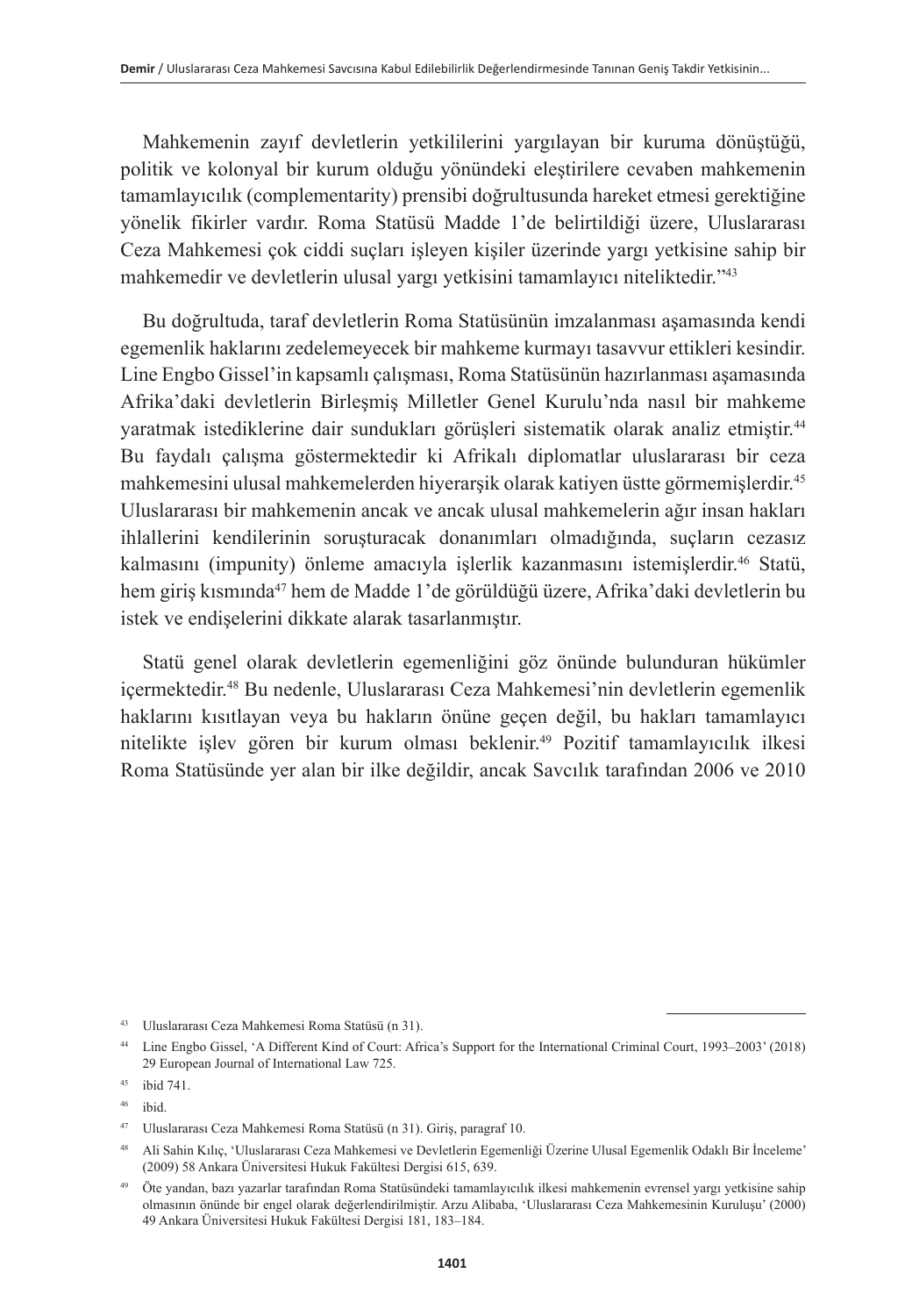Mahkemenin zayıf devletlerin yetkililerini yargılayan bir kuruma dönüştüğü, politik ve kolonyal bir kurum olduğu yönündeki eleştirilere cevaben mahkemenin tamamlayıcılık (complementarity) prensibi doğrultusunda hareket etmesi gerektiğine yönelik fikirler vardır. Roma Statüsü Madde 1'de belirtildiği üzere, Uluslararası Ceza Mahkemesi çok ciddi suçları işleyen kişiler üzerinde yargı yetkisine sahip bir mahkemedir ve devletlerin ulusal yargı yetkisini tamamlayıcı niteliktedir."[43]

Bu doğrultuda, taraf devletlerin Roma Statüsünün imzalanması aşamasında kendi egemenlik haklarını zedelemeyecek bir mahkeme kurmayı tasavvur ettikleri kesindir. Line Engbo Gissel'in kapsamlı çalışması, Roma Statüsünün hazırlanması aşamasında Afrika'daki devletlerin Birleşmiş Milletler Genel Kurulu'nda nasıl bir mahkeme yaratmak istediklerine dair sundukları görüşleri sistematik olarak analiz etmiştir.[44] Bu faydalı çalışma göstermektedir ki Afrikalı diplomatlar uluslararası bir ceza mahkemesini ulusal mahkemelerden hiyerarşik olarak katiyen üstte görmemişlerdir.[45] Uluslararası bir mahkemenin ancak ve ancak ulusal mahkemelerin ağır insan hakları ihlallerini kendilerinin soruşturacak donanımları olmadığında, suçların cezasız kalmasını (impunity) önleme amacıyla işlerlik kazanmasını istemişlerdir.[46] Statü, hem giriş kısmında[47] hem de Madde 1'de görüldüğü üzere, Afrika'daki devletlerin bu istek ve endişelerini dikkate alarak tasarlanmıştır.

Statü genel olarak devletlerin egemenliğini göz önünde bulunduran hükümler içermektedir.[48] Bu nedenle, Uluslararası Ceza Mahkemesi'nin devletlerin egemenlik haklarını kısıtlayan veya bu hakların önüne geçen değil, bu hakları tamamlayıcı nitelikte işlev gören bir kurum olması beklenir.[49] Pozitif tamamlayıcılık ilkesi Roma Statüsünde yer alan bir ilke değildir, ancak Savcılık tarafından 2006 ve 2010

---

[43] Uluslararası Ceza Mahkemesi Roma Statüsü (n 31).

[44] Line Engbo Gissel, 'A Different Kind of Court: Africa's Support for the International Criminal Court, 1993–2003' (2018) 29 European Journal of International Law 725.

[45] ibid 741.

[46] ibid.

[47] Uluslararası Ceza Mahkemesi Roma Statüsü (n 31). Giriş, paragraf 10.

[48] Ali Sahin Kılıç, 'Uluslararası Ceza Mahkemesi ve Devletlerin Egemenliği Üzerine Ulusal Egemenlik Odaklı Bir İnceleme' (2009) 58 Ankara Üniversitesi Hukuk Fakültesi Dergisi 615, 639.

[49] Öte yandan, bazı yazarlar tarafından Roma Statüsündeki tamamlayıcılık ilkesi mahkemenin evrensel yargı yetkisine sahip olmasının önünde bir engel olarak değerlendirilmiştir. Arzu Alibaba, 'Uluslararası Ceza Mahkemesinin Kuruluşu' (2000) 49 Ankara Üniversitesi Hukuk Fakültesi Dergisi 181, 183–184.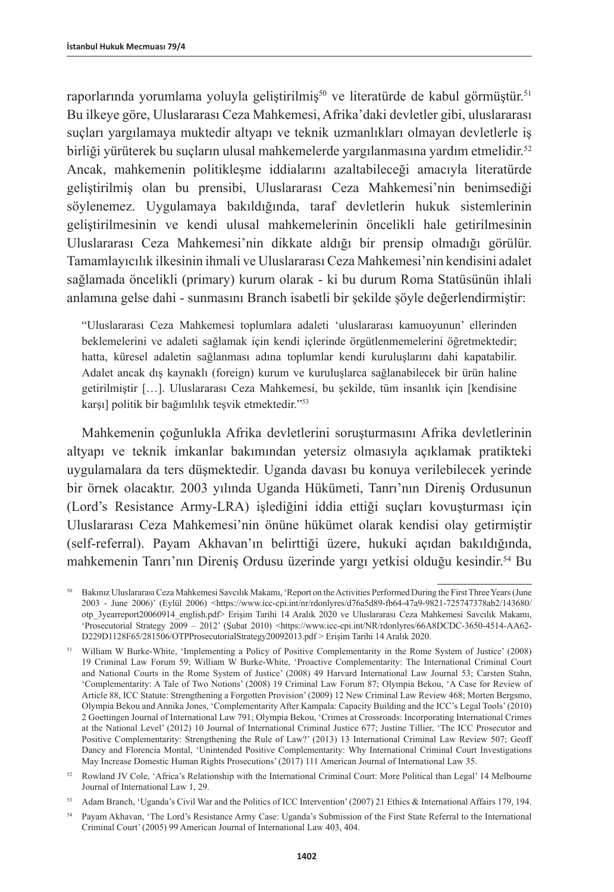raporlarında yorumlama yoluyla geliştirilmiş[50] ve literatürde de kabul görmüştür.[51] Bu ilkeye göre, Uluslararası Ceza Mahkemesi, Afrika'daki devletler gibi, uluslararası suçları yargılamaya muktedir altyapı ve teknik uzmanlıkları olmayan devletlerle iş birliği yürüterek bu suçların ulusal mahkemelerde yargılanmasına yardım etmelidir.[52] Ancak, mahkemenin politikleşme iddialarını azaltabileceği amacıyla literatürde geliştirilmiş olan bu prensibi, Uluslararası Ceza Mahkemesi'nin benimsediği söylenemez. Uygulamaya bakıldığında, taraf devletlerin hukuk sistemlerinin geliştirilmesinin ve kendi ulusal mahkemelerinin öncelikli hale getirilmesinin Uluslararası Ceza Mahkemesi'nin dikkate aldığı bir prensip olmadığı görülür. Tamamlayıcılık ilkesinin ihmali ve Uluslararası Ceza Mahkemesi'nin kendisini adalet sağlamada öncelikli (primary) kurum olarak - ki bu durum Roma Statüsünün ihlali anlamına gelse dahi - sunmasını Branch isabetli bir şekilde şöyle değerlendirmiştir:

> "Uluslararası Ceza Mahkemesi toplumlara adaleti 'uluslararası kamuoyunun' ellerinden beklemelerini ve adaleti sağlamak için kendi içlerinde örgütlenmemelerini öğretmektedir; hatta, küresel adaletin sağlanması adına toplumlar kendi kuruluşlarını dahi kapatabilir. Adalet ancak dış kaynaklı (foreign) kurum ve kuruluşlarca sağlanabilecek bir ürün haline getirilmiştir […]. Uluslararası Ceza Mahkemesi, bu şekilde, tüm insanlık için [kendisine karşı] politik bir bağımlılık teşvik etmektedir."[53]

Mahkemenin çoğunlukla Afrika devletlerini soruşturmasını Afrika devletlerinin altyapı ve teknik imkanlar bakımından yetersiz olmasıyla açıklamak pratikteki uygulamalara da ters düşmektedir. Uganda davası bu konuya verilebilecek yerinde bir örnek olacaktır. 2003 yılında Uganda Hükümeti, Tanrı'nın Direniş Ordusunun (Lord's Resistance Army-LRA) işlediğini iddia ettiği suçları kovuşturması için Uluslararası Ceza Mahkemesi'nin önüne hükümet olarak kendisi olay getirmiştir (self-referral). Payam Akhavan'ın belirttiği üzere, hukuki açıdan bakıldığında, mahkemenin Tanrı'nın Direniş Ordusu üzerinde yargı yetkisi olduğu kesindir.[54] Bu

---

[50] Bakınız Uluslararası Ceza Mahkemesi Savcılık Makamı, 'Report on the Activities Performed During the First Three Years (June 2003 - June 2006)' (Eylül 2006) <https://www.icc-cpi.int/nr/rdonlyres/d76a5d89-fb64-47a9-9821-725747378ab2/143680/otp_3yearreport20060914_english.pdf> Erişim Tarihi 14 Aralık 2020 ve Uluslararası Ceza Mahkemesi Savcılık Makamı, 'Prosecutorial Strategy 2009 – 2012' (Şubat 2010) <https://www.icc-cpi.int/NR/rdonlyres/66A8DCDC-3650-4514-AA62-D229D1128F65/281506/OTPProsecutorialStrategy20092013.pdf > Erişim Tarihi 14 Aralık 2020.

[51] William W Burke-White, 'Implementing a Policy of Positive Complementarity in the Rome System of Justice' (2008) 19 Criminal Law Forum 59; William W Burke-White, 'Proactive Complementarity: The International Criminal Court and National Courts in the Rome System of Justice' (2008) 49 Harvard International Law Journal 53; Carsten Stahn, 'Complementarity: A Tale of Two Notions' (2008) 19 Criminal Law Forum 87; Olympia Bekou, 'A Case for Review of Article 88, ICC Statute: Strengthening a Forgotten Provision' (2009) 12 New Criminal Law Review 468; Morten Bergsmo, Olympia Bekou and Annika Jones, 'Complementarity After Kampala: Capacity Building and the ICC's Legal Tools' (2010) 2 Goettingen Journal of International Law 791; Olympia Bekou, 'Crimes at Crossroads: Incorporating International Crimes at the National Level' (2012) 10 Journal of International Criminal Justice 677; Justine Tillier, 'The ICC Prosecutor and Positive Complementarity: Strengthening the Rule of Law?' (2013) 13 International Criminal Law Review 507; Geoff Dancy and Florencia Montal, 'Unintended Positive Complementarity: Why International Criminal Court Investigations May Increase Domestic Human Rights Prosecutions' (2017) 111 American Journal of International Law 35.

[52] Rowland JV Cole, 'Africa's Relationship with the International Criminal Court: More Political than Legal' 14 Melbourne Journal of International Law 1, 29.

[53] Adam Branch, 'Uganda's Civil War and the Politics of ICC Intervention' (2007) 21 Ethics & International Affairs 179, 194.

[54] Payam Akhavan, 'The Lord's Resistance Army Case: Uganda's Submission of the First State Referral to the International Criminal Court' (2005) 99 American Journal of International Law 403, 404.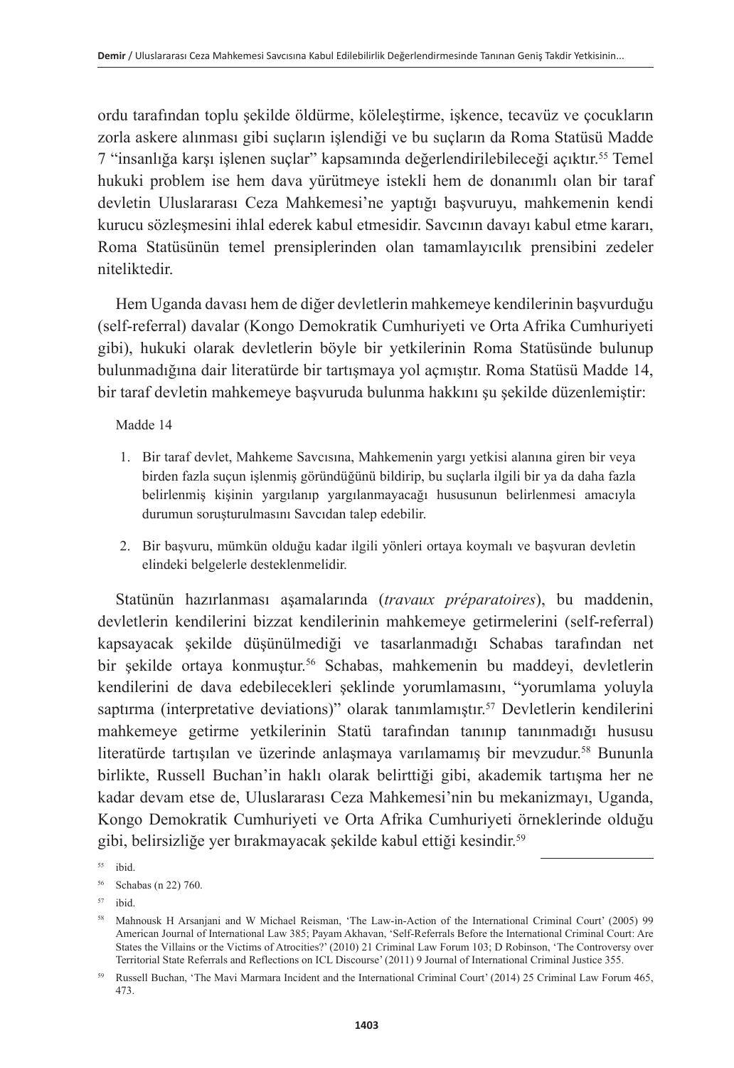ordu tarafından toplu şekilde öldürme, köleleştirme, işkence, tecavüz ve çocukların zorla askere alınması gibi suçların işlendiği ve bu suçların da Roma Statüsü Madde 7 "insanlığa karşı işlenen suçlar" kapsamında değerlendirilebileceği açıktır.[55] Temel hukuki problem ise hem dava yürütmeye istekli hem de donanımlı olan bir taraf devletin Uluslararası Ceza Mahkemesi'ne yaptığı başvuruyu, mahkemenin kendi kurucu sözleşmesini ihlal ederek kabul etmesidir. Savcının davayı kabul etme kararı, Roma Statüsünün temel prensiplerinden olan tamamlayıcılık prensibini zedeler niteliktedir.

Hem Uganda davası hem de diğer devletlerin mahkemeye kendilerinin başvurduğu (self-referral) davalar (Kongo Demokratik Cumhuriyeti ve Orta Afrika Cumhuriyeti gibi), hukuki olarak devletlerin böyle bir yetkilerinin Roma Statüsünde bulunup bulunmadığına dair literatürde bir tartışmaya yol açmıştır. Roma Statüsü Madde 14, bir taraf devletin mahkemeye başvuruda bulunma hakkını şu şekilde düzenlemiştir:

Madde 14

1. Bir taraf devlet, Mahkeme Savcısına, Mahkemenin yargı yetkisi alanına giren bir veya birden fazla suçun işlenmiş göründüğünü bildirip, bu suçlarla ilgili bir ya da daha fazla belirlenmiş kişinin yargılanıp yargılanmayacağı hususunun belirlenmesi amacıyla durumun soruşturulmasını Savcıdan talep edebilir.
2. Bir başvuru, mümkün olduğu kadar ilgili yönleri ortaya koymalı ve başvuran devletin elindeki belgelerle desteklenmelidir.

Statünün hazırlanması aşamalarında (*travaux préparatoires*), bu maddenin, devletlerin kendilerini bizzat kendilerinin mahkemeye getirmelerini (self-referral) kapsayacak şekilde düşünülmediği ve tasarlanmadığı Schabas tarafından net bir şekilde ortaya konmuştur.[56] Schabas, mahkemenin bu maddeyi, devletlerin kendilerini de dava edebilecekleri şeklinde yorumlamasını, "yorumlama yoluyla saptırma (interpretative deviations)" olarak tanımlamıştır.[57] Devletlerin kendilerini mahkemeye getirme yetkilerinin Statü tarafından tanınıp tanınmadığı hususu literatürde tartışılan ve üzerinde anlaşmaya varılamamış bir mevzudur.[58] Bununla birlikte, Russell Buchan'in haklı olarak belirttiği gibi, akademik tartışma her ne kadar devam etse de, Uluslararası Ceza Mahkemesi'nin bu mekanizmayı, Uganda, Kongo Demokratik Cumhuriyeti ve Orta Afrika Cumhuriyeti örneklerinde olduğu gibi, belirsizliğe yer bırakmayacak şekilde kabul ettiği kesindir.[59]

---

[55] ibid.

[56] Schabas (n 22) 760.

[57] ibid.

[58] Mahnousk H Arsanjani and W Michael Reisman, 'The Law-in-Action of the International Criminal Court' (2005) 99 American Journal of International Law 385; Payam Akhavan, 'Self-Referrals Before the International Criminal Court: Are States the Villains or the Victims of Atrocities?' (2010) 21 Criminal Law Forum 103; D Robinson, 'The Controversy over Territorial State Referrals and Reflections on ICL Discourse' (2011) 9 Journal of International Criminal Justice 355.

[59] Russell Buchan, 'The Mavi Marmara Incident and the International Criminal Court' (2014) 25 Criminal Law Forum 465, 473.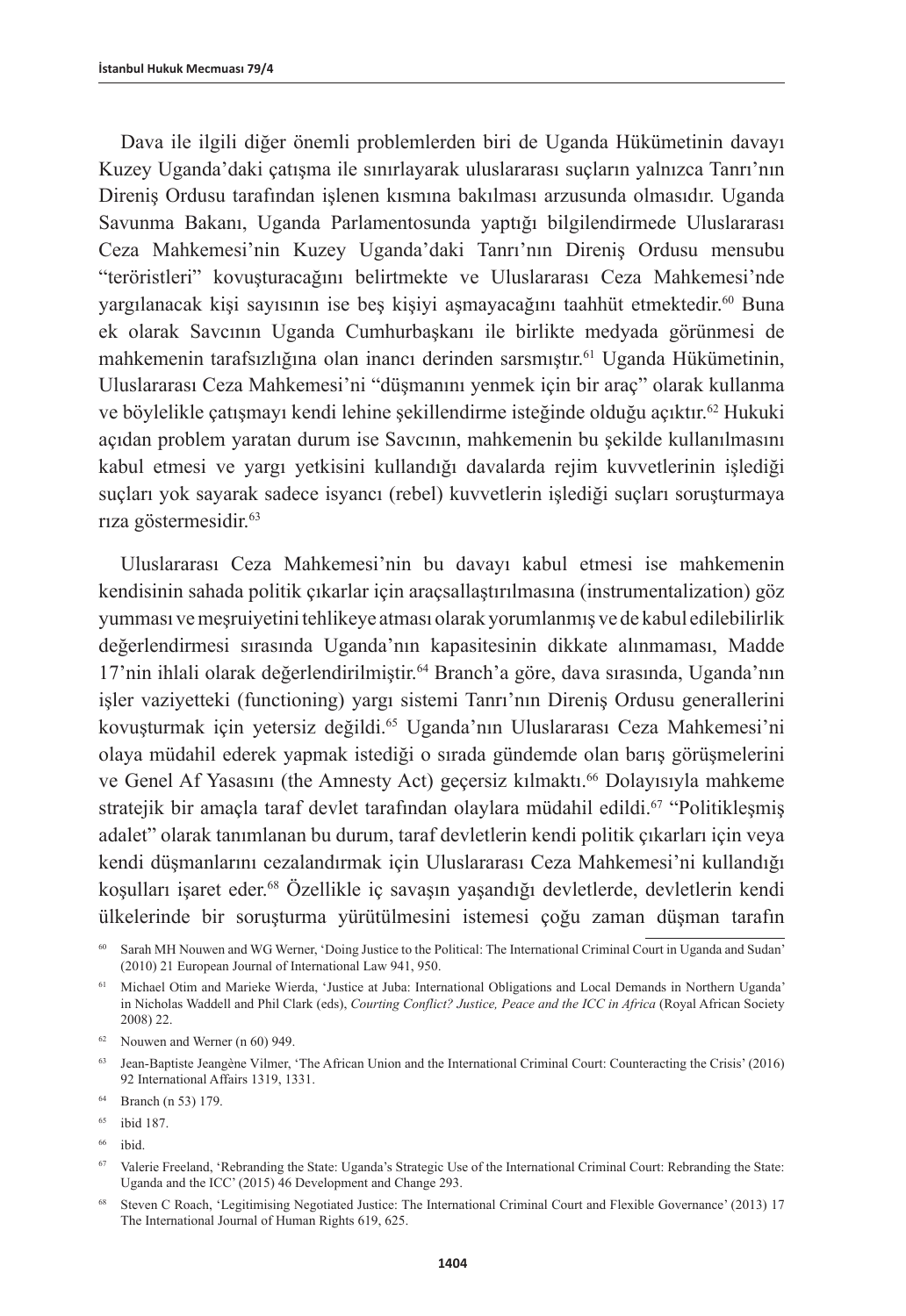Dava ile ilgili diğer önemli problemlerden biri de Uganda Hükümetinin davayı Kuzey Uganda'daki çatışma ile sınırlayarak uluslararası suçların yalnızca Tanrı'nın Direniş Ordusu tarafından işlenen kısmına bakılması arzusunda olmasıdır. Uganda Savunma Bakanı, Uganda Parlamentosunda yaptığı bilgilendirmede Uluslararası Ceza Mahkemesi'nin Kuzey Uganda'daki Tanrı'nın Direniş Ordusu mensubu "teröristleri" kovuşturacağını belirtmekte ve Uluslararası Ceza Mahkemesi'nde yargılanacak kişi sayısının ise beş kişiyi aşmayacağını taahhüt etmektedir.[60] Buna ek olarak Savcının Uganda Cumhurbaşkanı ile birlikte medyada görünmesi de mahkemenin tarafsızlığına olan inancı derinden sarsmıştır.[61] Uganda Hükümetinin, Uluslararası Ceza Mahkemesi'ni "düşmanını yenmek için bir araç" olarak kullanma ve böylelikle çatışmayı kendi lehine şekillendirme isteğinde olduğu açıktır.[62] Hukuki açıdan problem yaratan durum ise Savcının, mahkemenin bu şekilde kullanılmasını kabul etmesi ve yargı yetkisini kullandığı davalarda rejim kuvvetlerinin işlediği suçları yok sayarak sadece isyancı (rebel) kuvvetlerin işlediği suçları soruşturmaya rıza göstermesidir.[63]

Uluslararası Ceza Mahkemesi'nin bu davayı kabul etmesi ise mahkemenin kendisinin sahada politik çıkarlar için araçsallaştırılmasına (instrumentalization) göz yumması ve meşruiyetini tehlikeye atması olarak yorumlanmış ve de kabul edilebilirlik değerlendirmesi sırasında Uganda'nın kapasitesinin dikkate alınmaması, Madde 17'nin ihlali olarak değerlendirilmiştir.[64] Branch'a göre, dava sırasında, Uganda'nın işler vaziyetteki (functioning) yargı sistemi Tanrı'nın Direniş Ordusu generallerini kovuşturmak için yetersiz değildi.[65] Uganda'nın Uluslararası Ceza Mahkemesi'ni olaya müdahil ederek yapmak istediği o sırada gündemde olan barış görüşmelerini ve Genel Af Yasasını (the Amnesty Act) geçersiz kılmaktı.[66] Dolayısıyla mahkeme stratejik bir amaçla taraf devlet tarafından olaylara müdahil edildi.[67] "Politikleşmiş adalet" olarak tanımlanan bu durum, taraf devletlerin kendi politik çıkarları için veya kendi düşmanlarını cezalandırmak için Uluslararası Ceza Mahkemesi'ni kullandığı koşulları işaret eder.[68] Özellikle iç savaşın yaşandığı devletlerde, devletlerin kendi ülkelerinde bir soruşturma yürütülmesini istemesi çoğu zaman düşman tarafın

---

[60] Sarah MH Nouwen and WG Werner, 'Doing Justice to the Political: The International Criminal Court in Uganda and Sudan' (2010) 21 European Journal of International Law 941, 950.

[61] Michael Otim and Marieke Wierda, 'Justice at Juba: International Obligations and Local Demands in Northern Uganda' in Nicholas Waddell and Phil Clark (eds), *Courting Conflict? Justice, Peace and the ICC in Africa* (Royal African Society 2008) 22.

[62] Nouwen and Werner (n 60) 949.

[63] Jean-Baptiste Jeangène Vilmer, 'The African Union and the International Criminal Court: Counteracting the Crisis' (2016) 92 International Affairs 1319, 1331.

[64] Branch (n 53) 179.

[65] ibid 187.

[66] ibid.

[67] Valerie Freeland, 'Rebranding the State: Uganda's Strategic Use of the International Criminal Court: Rebranding the State: Uganda and the ICC' (2015) 46 Development and Change 293.

[68] Steven C Roach, 'Legitimising Negotiated Justice: The International Criminal Court and Flexible Governance' (2013) 17 The International Journal of Human Rights 619, 625.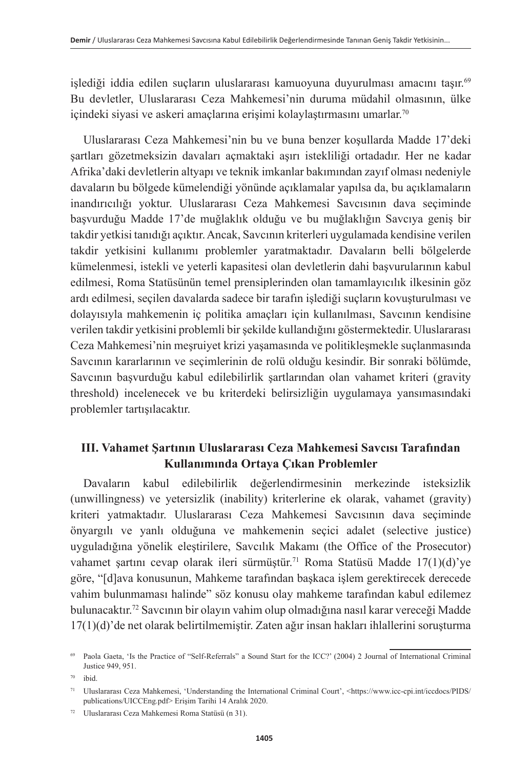işlediği iddia edilen suçların uluslararası kamuoyuna duyurulması amacını taşır.[69] Bu devletler, Uluslararası Ceza Mahkemesi'nin duruma müdahil olmasının, ülke içindeki siyasi ve askeri amaçlarına erişimi kolaylaştırmasını umarlar.[70]

Uluslararası Ceza Mahkemesi'nin bu ve buna benzer koşullarda Madde 17'deki şartları gözetmeksizin davaları açmaktaki aşırı istekliliği ortadadır. Her ne kadar Afrika'daki devletlerin altyapı ve teknik imkanlar bakımından zayıf olması nedeniyle davaların bu bölgede kümelendiği yönünde açıklamalar yapılsa da, bu açıklamaların inandırıcılığı yoktur. Uluslararası Ceza Mahkemesi Savcısının dava seçiminde başvurduğu Madde 17'de muğlaklık olduğu ve bu muğlaklığın Savcıya geniş bir takdir yetkisi tanıdığı açıktır. Ancak, Savcının kriterleri uygulamada kendisine verilen takdir yetkisini kullanımı problemler yaratmaktadır. Davaların belli bölgelerde kümelenmesi, istekli ve yeterli kapasitesi olan devletlerin dahi başvurularının kabul edilmesi, Roma Statüsünün temel prensiplerinden olan tamamlayıcılık ilkesinin göz ardı edilmesi, seçilen davalarda sadece bir tarafın işlediği suçların kovuşturulması ve dolayısıyla mahkemenin iç politika amaçları için kullanılması, Savcının kendisine verilen takdir yetkisini problemli bir şekilde kullandığını göstermektedir. Uluslararası Ceza Mahkemesi'nin meşruiyet krizi yaşamasında ve politikleşmekle suçlanmasında Savcının kararlarının ve seçimlerinin de rolü olduğu kesindir. Bir sonraki bölümde, Savcının başvurduğu kabul edilebilirlik şartlarından olan vahamet kriteri (gravity threshold) incelenecek ve bu kriterdeki belirsizliğin uygulamaya yansımasındaki problemler tartışılacaktır.

## III. Vahamet Şartının Uluslararası Ceza Mahkemesi Savcısı Tarafından Kullanımında Ortaya Çıkan Problemler

Davaların kabul edilebilirlik değerlendirmesinin merkezinde isteksizlik (unwillingness) ve yetersizlik (inability) kriterlerine ek olarak, vahamet (gravity) kriteri yatmaktadır. Uluslararası Ceza Mahkemesi Savcısının dava seçiminde önyargılı ve yanlı olduğuna ve mahkemenin seçici adalet (selective justice) uyguladığına yönelik eleştirilere, Savcılık Makamı (the Office of the Prosecutor) vahamet şartını cevap olarak ileri sürmüştür.[71] Roma Statüsü Madde 17(1)(d)'ye göre, "[d]ava konusunun, Mahkeme tarafından başkaca işlem gerektirecek derecede vahim bulunmaması halinde" söz konusu olay mahkeme tarafından kabul edilemez bulunacaktır.[72] Savcının bir olayın vahim olup olmadığına nasıl karar vereceği Madde 17(1)(d)'de net olarak belirtilmemiştir. Zaten ağır insan hakları ihlallerini soruşturma

---

[69] Paola Gaeta, 'Is the Practice of "Self-Referrals" a Sound Start for the ICC?' (2004) 2 Journal of International Criminal Justice 949, 951.

[70] ibid.

[71] Uluslararası Ceza Mahkemesi, 'Understanding the International Criminal Court', <https://www.icc-cpi.int/iccdocs/PIDS/publications/UICCEng.pdf> Erişim Tarihi 14 Aralık 2020.

[72] Uluslararası Ceza Mahkemesi Roma Statüsü (n 31).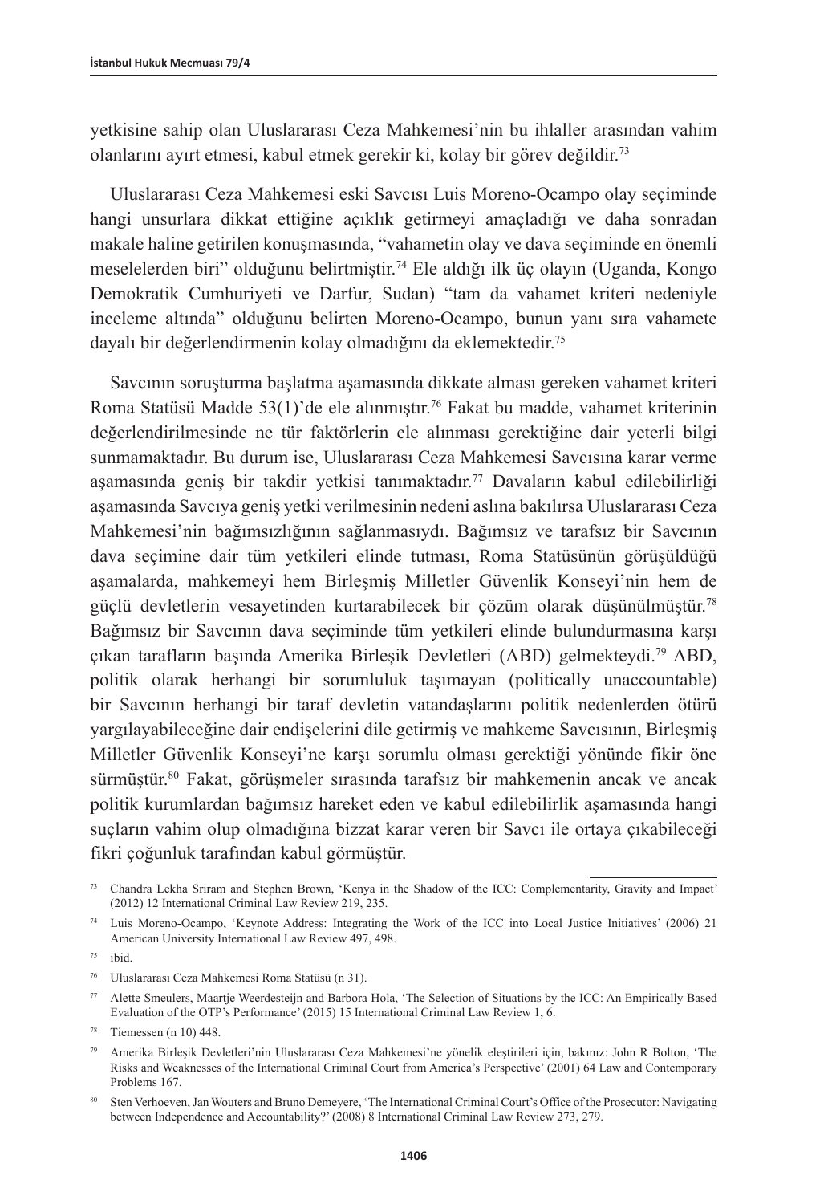yetkisine sahip olan Uluslararası Ceza Mahkemesi'nin bu ihlaller arasından vahim olanlarını ayırt etmesi, kabul etmek gerekir ki, kolay bir görev değildir.[73]

Uluslararası Ceza Mahkemesi eski Savcısı Luis Moreno-Ocampo olay seçiminde hangi unsurlara dikkat ettiğine açıklık getirmeyi amaçladığı ve daha sonradan makale haline getirilen konuşmasında, "vahametin olay ve dava seçiminde en önemli meselelerden biri" olduğunu belirtmiştir.[74] Ele aldığı ilk üç olayın (Uganda, Kongo Demokratik Cumhuriyeti ve Darfur, Sudan) "tam da vahamet kriteri nedeniyle inceleme altında" olduğunu belirten Moreno-Ocampo, bunun yanı sıra vahamete dayalı bir değerlendirmenin kolay olmadığını da eklemektedir.[75]

Savcının soruşturma başlatma aşamasında dikkate alması gereken vahamet kriteri Roma Statüsü Madde 53(1)'de ele alınmıştır.[76] Fakat bu madde, vahamet kriterinin değerlendirilmesinde ne tür faktörlerin ele alınması gerektiğine dair yeterli bilgi sunmamaktadır. Bu durum ise, Uluslararası Ceza Mahkemesi Savcısına karar verme aşamasında geniş bir takdir yetkisi tanımaktadır.[77] Davaların kabul edilebilirliği aşamasında Savcıya geniş yetki verilmesinin nedeni aslına bakılırsa Uluslararası Ceza Mahkemesi'nin bağımsızlığının sağlanmasıydı. Bağımsız ve tarafsız bir Savcının dava seçimine dair tüm yetkileri elinde tutması, Roma Statüsünün görüşüldüğü aşamalarda, mahkemeyi hem Birleşmiş Milletler Güvenlik Konseyi'nin hem de güçlü devletlerin vesayetinden kurtarabilecek bir çözüm olarak düşünülmüştür.[78] Bağımsız bir Savcının dava seçiminde tüm yetkileri elinde bulundurmasına karşı çıkan tarafların başında Amerika Birleşik Devletleri (ABD) gelmekteydi.[79] ABD, politik olarak herhangi bir sorumluluk taşımayan (politically unaccountable) bir Savcının herhangi bir taraf devletin vatandaşlarını politik nedenlerden ötürü yargılayabileceğine dair endişelerini dile getirmiş ve mahkeme Savcısının, Birleşmiş Milletler Güvenlik Konseyi'ne karşı sorumlu olması gerektiği yönünde fikir öne sürmüştür.[80] Fakat, görüşmeler sırasında tarafsız bir mahkemenin ancak ve ancak politik kurumlardan bağımsız hareket eden ve kabul edilebilirlik aşamasında hangi suçların vahim olup olmadığına bizzat karar veren bir Savcı ile ortaya çıkabileceği fikri çoğunluk tarafından kabul görmüştür.

---

[73] Chandra Lekha Sriram and Stephen Brown, 'Kenya in the Shadow of the ICC: Complementarity, Gravity and Impact' (2012) 12 International Criminal Law Review 219, 235.

[74] Luis Moreno-Ocampo, 'Keynote Address: Integrating the Work of the ICC into Local Justice Initiatives' (2006) 21 American University International Law Review 497, 498.

[75] ibid.

[76] Uluslararası Ceza Mahkemesi Roma Statüsü (n 31).

[77] Alette Smeulers, Maartje Weerdesteijn and Barbora Hola, 'The Selection of Situations by the ICC: An Empirically Based Evaluation of the OTP's Performance' (2015) 15 International Criminal Law Review 1, 6.

[78] Tiemessen (n 10) 448.

[79] Amerika Birleşik Devletleri'nin Uluslararası Ceza Mahkemesi'ne yönelik eleştirileri için, bakınız: John R Bolton, 'The Risks and Weaknesses of the International Criminal Court from America's Perspective' (2001) 64 Law and Contemporary Problems 167.

[80] Sten Verhoeven, Jan Wouters and Bruno Demeyere, 'The International Criminal Court's Office of the Prosecutor: Navigating between Independence and Accountability?' (2008) 8 International Criminal Law Review 273, 279.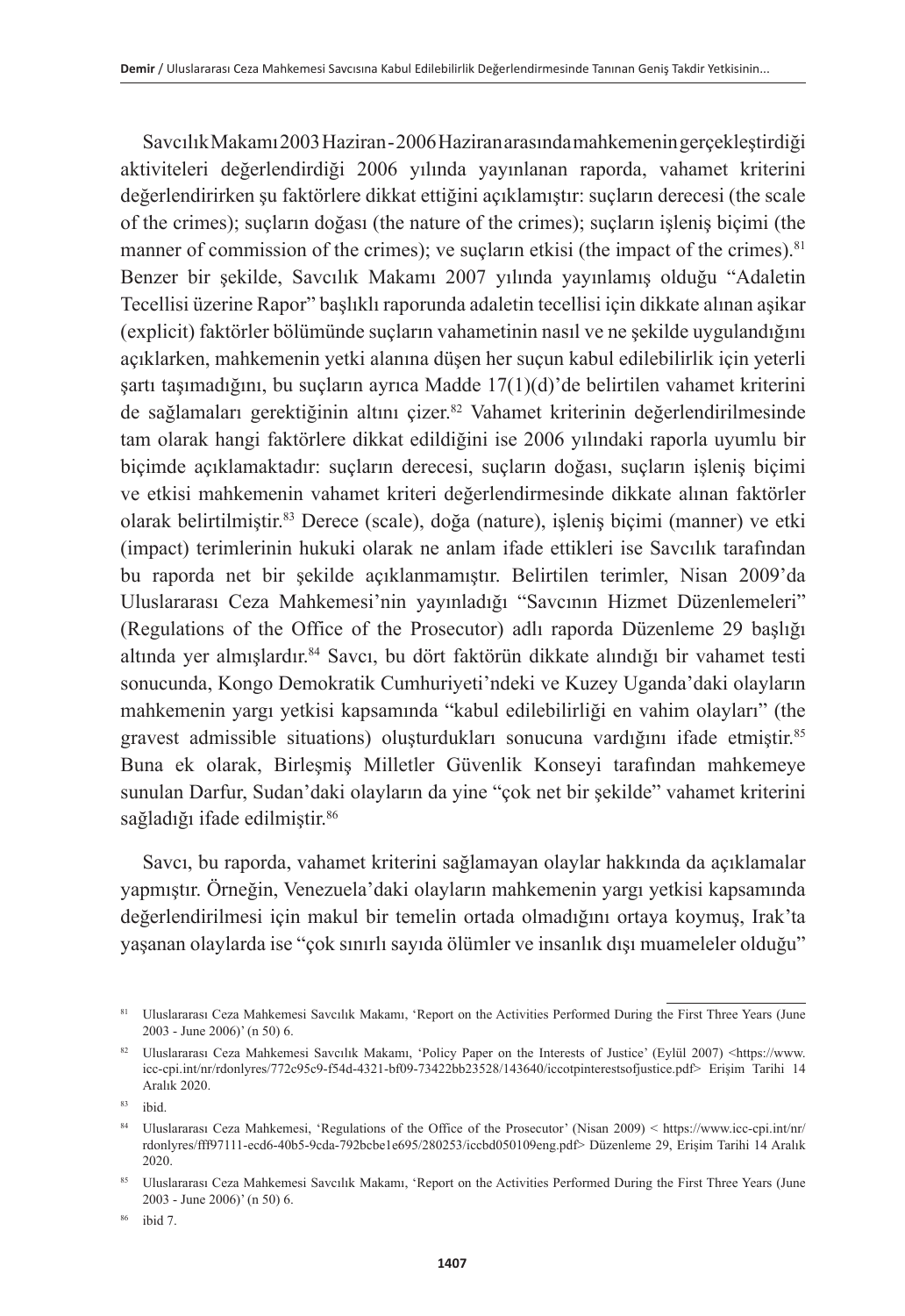Savcılık Makamı 2003 Haziran - 2006 Haziran arasında mahkemenin gerçekleştirdiği aktiviteleri değerlendirdiği 2006 yılında yayınlanan raporda, vahamet kriterini değerlendirirken şu faktörlere dikkat ettiğini açıklamıştır: suçların derecesi (the scale of the crimes); suçların doğası (the nature of the crimes); suçların işleniş biçimi (the manner of commission of the crimes); ve suçların etkisi (the impact of the crimes).[81] Benzer bir şekilde, Savcılık Makamı 2007 yılında yayınlamış olduğu "Adaletin Tecellisi üzerine Rapor" başlıklı raporunda adaletin tecellisi için dikkate alınan aşikar (explicit) faktörler bölümünde suçların vahametinin nasıl ve ne şekilde uygulandığını açıklarken, mahkemenin yetki alanına düşen her suçun kabul edilebilirlik için yeterli şartı taşımadığını, bu suçların ayrıca Madde 17(1)(d)'de belirtilen vahamet kriterini de sağlamaları gerektiğinin altını çizer.[82] Vahamet kriterinin değerlendirilmesinde tam olarak hangi faktörlere dikkat edildiğini ise 2006 yılındaki raporla uyumlu bir biçimde açıklamaktadır: suçların derecesi, suçların doğası, suçların işleniş biçimi ve etkisi mahkemenin vahamet kriteri değerlendirmesinde dikkate alınan faktörler olarak belirtilmiştir.[83] Derece (scale), doğa (nature), işleniş biçimi (manner) ve etki (impact) terimlerinin hukuki olarak ne anlam ifade ettikleri ise Savcılık tarafından bu raporda net bir şekilde açıklanmamıştır. Belirtilen terimler, Nisan 2009'da Uluslararası Ceza Mahkemesi'nin yayınladığı "Savcının Hizmet Düzenlemeleri" (Regulations of the Office of the Prosecutor) adlı raporda Düzenleme 29 başlığı altında yer almışlardır.[84] Savcı, bu dört faktörün dikkate alındığı bir vahamet testi sonucunda, Kongo Demokratik Cumhuriyeti'ndeki ve Kuzey Uganda'daki olayların mahkemenin yargı yetkisi kapsamında "kabul edilebilirliği en vahim olayları" (the gravest admissible situations) oluşturdukları sonucuna vardığını ifade etmiştir.[85] Buna ek olarak, Birleşmiş Milletler Güvenlik Konseyi tarafından mahkemeye sunulan Darfur, Sudan'daki olayların da yine "çok net bir şekilde" vahamet kriterini sağladığı ifade edilmiştir.[86]

Savcı, bu raporda, vahamet kriterini sağlamayan olaylar hakkında da açıklamalar yapmıştır. Örneğin, Venezuela'daki olayların mahkemenin yargı yetkisi kapsamında değerlendirilmesi için makul bir temelin ortada olmadığını ortaya koymuş, Irak'ta yaşanan olaylarda ise "çok sınırlı sayıda ölümler ve insanlık dışı muameleler olduğu"

---

[81] Uluslararası Ceza Mahkemesi Savcılık Makamı, 'Report on the Activities Performed During the First Three Years (June 2003 - June 2006)' (n 50) 6.

[82] Uluslararası Ceza Mahkemesi Savcılık Makamı, 'Policy Paper on the Interests of Justice' (Eylül 2007) <https://www.icc-cpi.int/nr/rdonlyres/772c95c9-f54d-4321-bf09-73422bb23528/143640/iccotpinterestsofjustice.pdf> Erişim Tarihi 14 Aralık 2020.

[83] ibid.

[84] Uluslararası Ceza Mahkemesi, 'Regulations of the Office of the Prosecutor' (Nisan 2009) < https://www.icc-cpi.int/nr/rdonlyres/fff97111-ecd6-40b5-9cda-792bcbe1e695/280253/iccbd050109eng.pdf> Düzenleme 29, Erişim Tarihi 14 Aralık 2020.

[85] Uluslararası Ceza Mahkemesi Savcılık Makamı, 'Report on the Activities Performed During the First Three Years (June 2003 - June 2006)' (n 50) 6.

[86] ibid 7.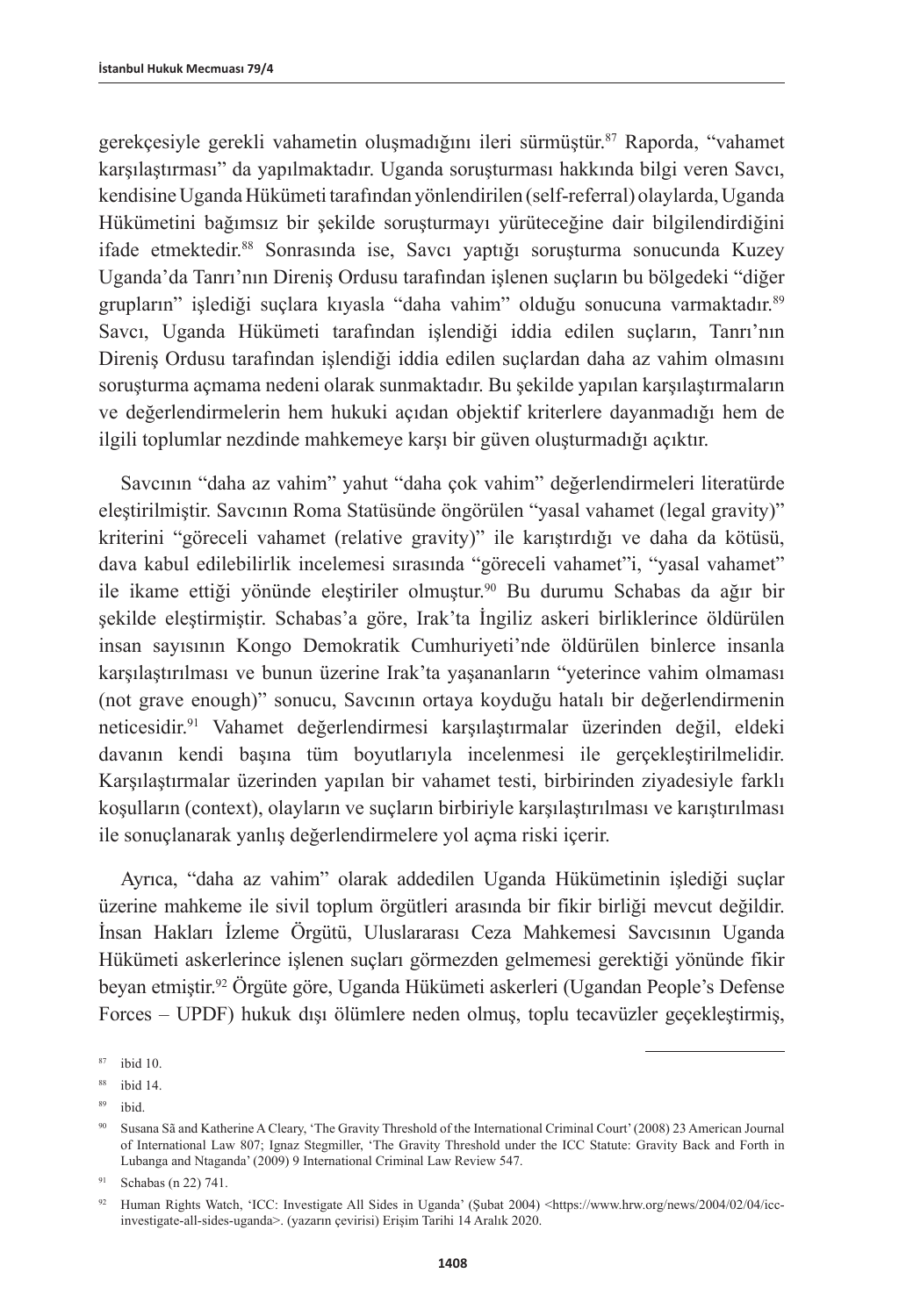gerekçesiyle gerekli vahametin oluşmadığını ileri sürmüştür.[87] Raporda, "vahamet karşılaştırması" da yapılmaktadır. Uganda soruşturması hakkında bilgi veren Savcı, kendisine Uganda Hükümeti tarafından yönlendirilen (self-referral) olaylarda, Uganda Hükümetini bağımsız bir şekilde soruşturmayı yürüteceğine dair bilgilendirdiğini ifade etmektedir.[88] Sonrasında ise, Savcı yaptığı soruşturma sonucunda Kuzey Uganda'da Tanrı'nın Direniş Ordusu tarafından işlenen suçların bu bölgedeki "diğer grupların" işlediği suçlara kıyasla "daha vahim" olduğu sonucuna varmaktadır.[89] Savcı, Uganda Hükümeti tarafından işlendiği iddia edilen suçların, Tanrı'nın Direniş Ordusu tarafından işlendiği iddia edilen suçlardan daha az vahim olmasını soruşturma açmama nedeni olarak sunmaktadır. Bu şekilde yapılan karşılaştırmaların ve değerlendirmelerin hem hukuki açıdan objektif kriterlere dayanmadığı hem de ilgili toplumlar nezdinde mahkemeye karşı bir güven oluşturmadığı açıktır.

Savcının "daha az vahim" yahut "daha çok vahim" değerlendirmeleri literatürde eleştirilmiştir. Savcının Roma Statüsünde öngörülen "yasal vahamet (legal gravity)" kriterini "göreceli vahamet (relative gravity)" ile karıştırdığı ve daha da kötüsü, dava kabul edilebilirlik incelemesi sırasında "göreceli vahamet"i, "yasal vahamet" ile ikame ettiği yönünde eleştiriler olmuştur.[90] Bu durumu Schabas da ağır bir şekilde eleştirmiştir. Schabas'a göre, Irak'ta İngiliz askeri birliklerince öldürülen insan sayısının Kongo Demokratik Cumhuriyeti'nde öldürülen binlerce insanla karşılaştırılması ve bunun üzerine Irak'ta yaşananların "yeterince vahim olmaması (not grave enough)" sonucu, Savcının ortaya koyduğu hatalı bir değerlendirmenin neticesidir.[91] Vahamet değerlendirmesi karşılaştırmalar üzerinden değil, eldeki davanın kendi başına tüm boyutlarıyla incelenmesi ile gerçekleştirilmelidir. Karşılaştırmalar üzerinden yapılan bir vahamet testi, birbirinden ziyadesiyle farklı koşulların (context), olayların ve suçların birbiriyle karşılaştırılması ve karıştırılması ile sonuçlanarak yanlış değerlendirmelere yol açma riski içerir.

Ayrıca, "daha az vahim" olarak addedilen Uganda Hükümetinin işlediği suçlar üzerine mahkeme ile sivil toplum örgütleri arasında bir fikir birliği mevcut değildir. İnsan Hakları İzleme Örgütü, Uluslararası Ceza Mahkemesi Savcısının Uganda Hükümeti askerlerince işlenen suçları görmezden gelmemesi gerektiği yönünde fikir beyan etmiştir.[92] Örgüte göre, Uganda Hükümeti askerleri (Ugandan People's Defense Forces – UPDF) hukuk dışı ölümlere neden olmuş, toplu tecavüzler geçekleştirmiş,

---

[87] ibid 10.

[88] ibid 14.

[89] ibid.

[90] Susana Sã and Katherine A Cleary, 'The Gravity Threshold of the International Criminal Court' (2008) 23 American Journal of International Law 807; Ignaz Stegmiller, 'The Gravity Threshold under the ICC Statute: Gravity Back and Forth in Lubanga and Ntaganda' (2009) 9 International Criminal Law Review 547.

[91] Schabas (n 22) 741.

[92] Human Rights Watch, 'ICC: Investigate All Sides in Uganda' (Şubat 2004) <https://www.hrw.org/news/2004/02/04/icc-investigate-all-sides-uganda>. (yazarın çevirisi) Erişim Tarihi 14 Aralık 2020.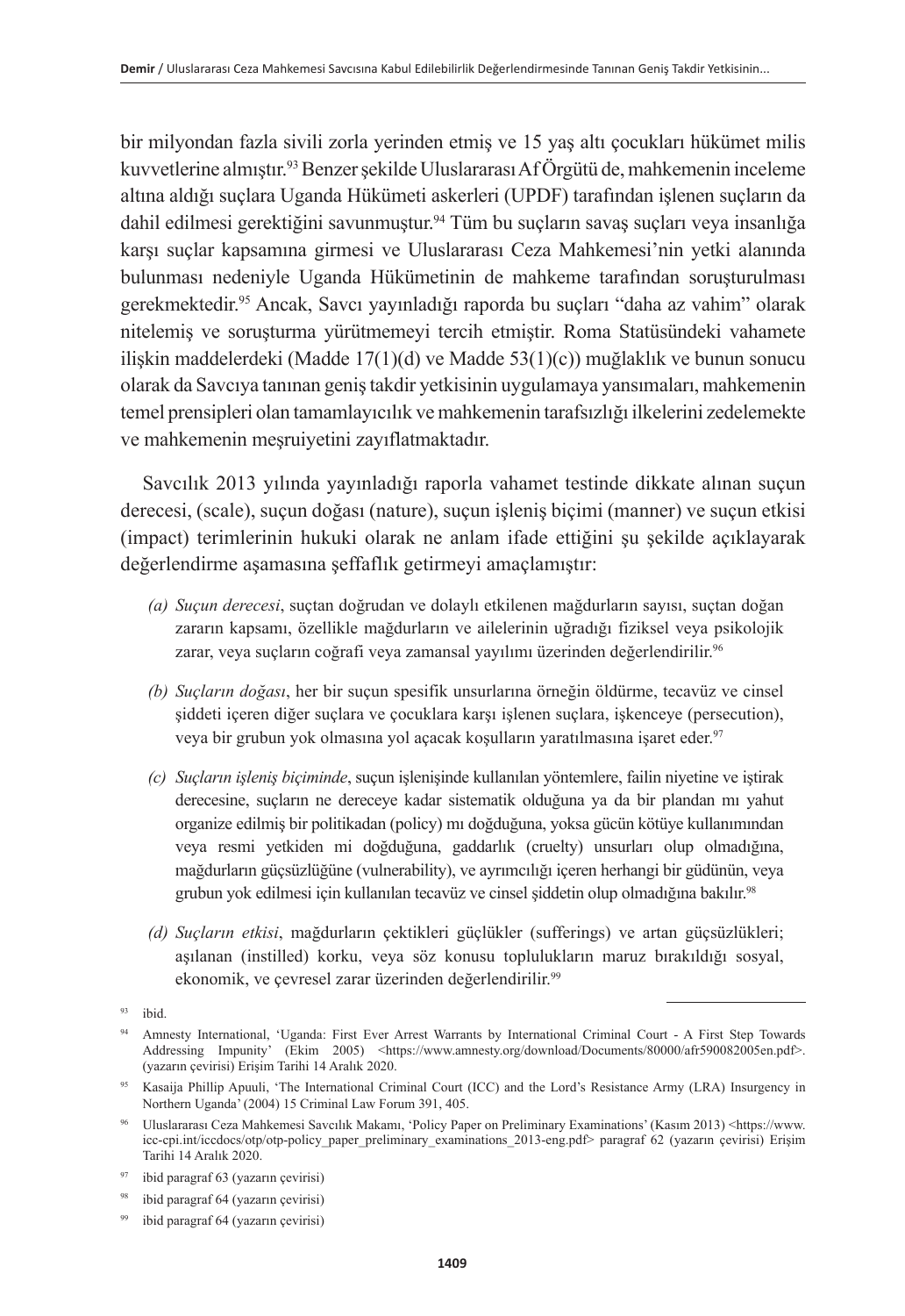bir milyondan fazla sivili zorla yerinden etmiş ve 15 yaş altı çocukları hükümet milis kuvvetlerine almıştır.[93] Benzer şekilde Uluslararası Af Örgütü de, mahkemenin inceleme altına aldığı suçlara Uganda Hükümeti askerleri (UPDF) tarafından işlenen suçların da dahil edilmesi gerektiğini savunmuştur.[94] Tüm bu suçların savaş suçları veya insanlığa karşı suçlar kapsamına girmesi ve Uluslararası Ceza Mahkemesi'nin yetki alanında bulunması nedeniyle Uganda Hükümetinin de mahkeme tarafından soruşturulması gerekmektedir.[95] Ancak, Savcı yayınladığı raporda bu suçları "daha az vahim" olarak nitelemiş ve soruşturma yürütmemeyi tercih etmiştir. Roma Statüsündeki vahamete ilişkin maddelerdeki (Madde 17(1)(d) ve Madde 53(1)(c)) muğlaklık ve bunun sonucu olarak da Savcıya tanınan geniş takdir yetkisinin uygulamaya yansımaları, mahkemenin temel prensipleri olan tamamlayıcılık ve mahkemenin tarafsızlığı ilkelerini zedelemekte ve mahkemenin meşruiyetini zayıflatmaktadır.

Savcılık 2013 yılında yayınladığı raporla vahamet testinde dikkate alınan suçun derecesi, (scale), suçun doğası (nature), suçun işleniş biçimi (manner) ve suçun etkisi (impact) terimlerinin hukuki olarak ne anlam ifade ettiğini şu şekilde açıklayarak değerlendirme aşamasına şeffaflık getirmeyi amaçlamıştır:

*(a) Suçun derecesi*, suçtan doğrudan ve dolaylı etkilenen mağdurların sayısı, suçtan doğan zararın kapsamı, özellikle mağdurların ve ailelerinin uğradığı fiziksel veya psikolojik zarar, veya suçların coğrafi veya zamansal yayılımı üzerinden değerlendirilir.[96]

*(b) Suçların doğası*, her bir suçun spesifik unsurlarına örneğin öldürme, tecavüz ve cinsel şiddeti içeren diğer suçlara ve çocuklara karşı işlenen suçlara, işkenceye (persecution), veya bir grubun yok olmasına yol açacak koşulların yaratılmasına işaret eder.[97]

*(c) Suçların işleniş biçiminde*, suçun işlenişinde kullanılan yöntemlere, failin niyetine ve iştirak derecesine, suçların ne dereceye kadar sistematik olduğuna ya da bir plandan mı yahut organize edilmiş bir politikadan (policy) mı doğduğuna, yoksa gücün kötüye kullanımından veya resmi yetkiden mi doğduğuna, gaddarlık (cruelty) unsurları olup olmadığına, mağdurların güçsüzlüğüne (vulnerability), ve ayrımcılığı içeren herhangi bir güdünün, veya grubun yok edilmesi için kullanılan tecavüz ve cinsel şiddetin olup olmadığına bakılır.[98]

*(d) Suçların etkisi*, mağdurların çektikleri güçlükler (sufferings) ve artan güçsüzlükleri; aşılanan (instilled) korku, veya söz konusu toplulukların maruz bırakıldığı sosyal, ekonomik, ve çevresel zarar üzerinden değerlendirilir.[99]

---

[93] ibid.

[94] Amnesty International, 'Uganda: First Ever Arrest Warrants by International Criminal Court - A First Step Towards Addressing Impunity' (Ekim 2005) <https://www.amnesty.org/download/Documents/80000/afr590082005en.pdf>. (yazarın çevirisi) Erişim Tarihi 14 Aralık 2020.

[95] Kasaija Phillip Apuuli, 'The International Criminal Court (ICC) and the Lord's Resistance Army (LRA) Insurgency in Northern Uganda' (2004) 15 Criminal Law Forum 391, 405.

[96] Uluslararası Ceza Mahkemesi Savcılık Makamı, 'Policy Paper on Preliminary Examinations' (Kasım 2013) <https://www.icc-cpi.int/iccdocs/otp/otp-policy_paper_preliminary_examinations_2013-eng.pdf> paragraf 62 (yazarın çevirisi) Erişim Tarihi 14 Aralık 2020.

[97] ibid paragraf 63 (yazarın çevirisi)

[98] ibid paragraf 64 (yazarın çevirisi)

[99] ibid paragraf 64 (yazarın çevirisi)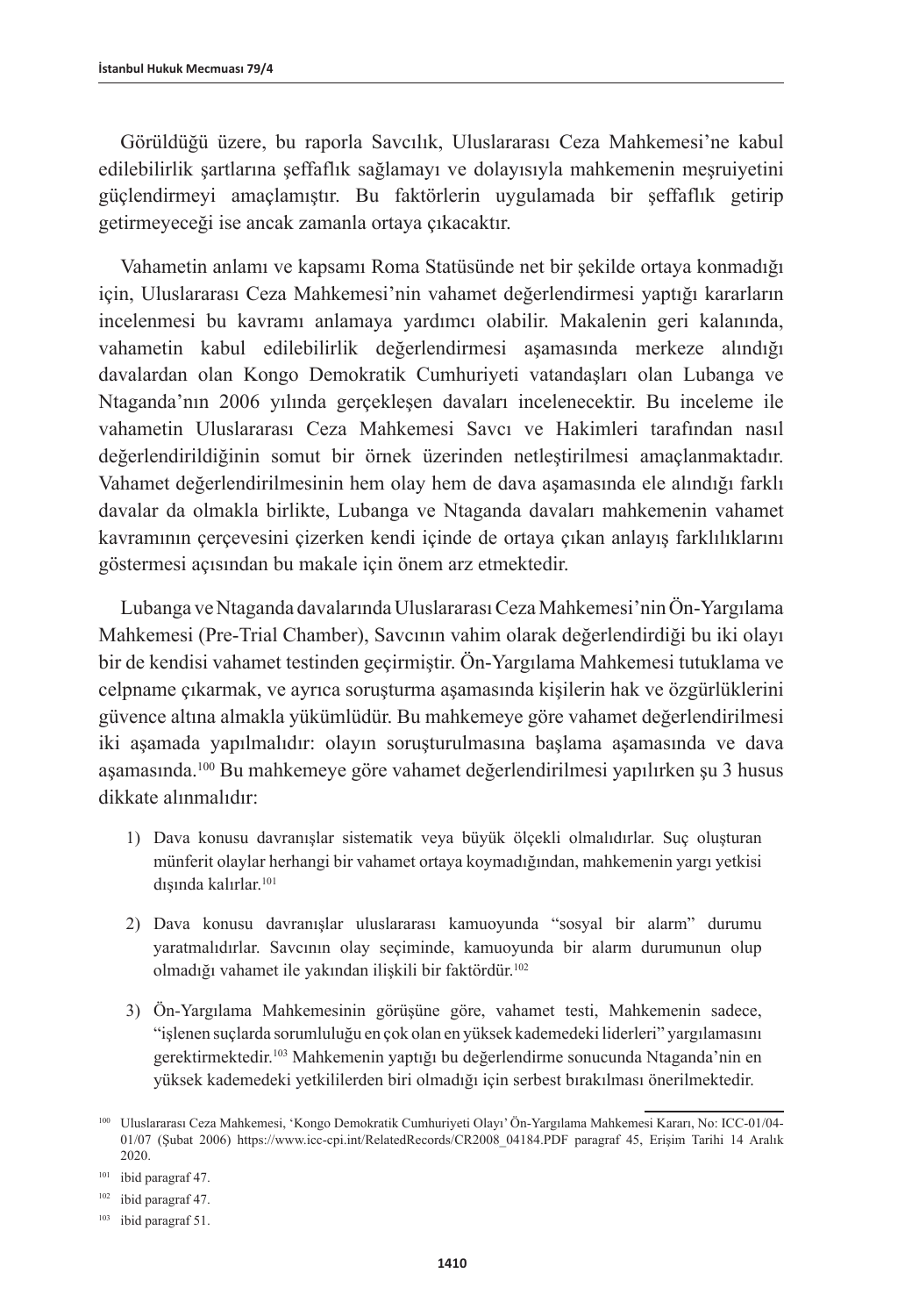Görüldüğü üzere, bu raporla Savcılık, Uluslararası Ceza Mahkemesi'ne kabul edilebilirlik şartlarına şeffaflık sağlamayı ve dolayısıyla mahkemenin meşruiyetini güçlendirmeyi amaçlamıştır. Bu faktörlerin uygulamada bir şeffaflık getirip getirmeyeceği ise ancak zamanla ortaya çıkacaktır.

Vahametin anlamı ve kapsamı Roma Statüsünde net bir şekilde ortaya konmadığı için, Uluslararası Ceza Mahkemesi'nin vahamet değerlendirmesi yaptığı kararların incelenmesi bu kavramı anlamaya yardımcı olabilir. Makalenin geri kalanında, vahametin kabul edilebilirlik değerlendirmesi aşamasında merkeze alındığı davalardan olan Kongo Demokratik Cumhuriyeti vatandaşları olan Lubanga ve Ntaganda'nın 2006 yılında gerçekleşen davaları incelenecektir. Bu inceleme ile vahametin Uluslararası Ceza Mahkemesi Savcı ve Hakimleri tarafından nasıl değerlendirildiğinin somut bir örnek üzerinden netleştirilmesi amaçlanmaktadır. Vahamet değerlendirilmesinin hem olay hem de dava aşamasında ele alındığı farklı davalar da olmakla birlikte, Lubanga ve Ntaganda davaları mahkemenin vahamet kavramının çerçevesini çizerken kendi içinde de ortaya çıkan anlayış farklılıklarını göstermesi açısından bu makale için önem arz etmektedir.

Lubanga ve Ntaganda davalarında Uluslararası Ceza Mahkemesi'nin Ön-Yargılama Mahkemesi (Pre-Trial Chamber), Savcının vahim olarak değerlendirdiği bu iki olayı bir de kendisi vahamet testinden geçirmiştir. Ön-Yargılama Mahkemesi tutuklama ve celpname çıkarmak, ve ayrıca soruşturma aşamasında kişilerin hak ve özgürlüklerini güvence altına almakla yükümlüdür. Bu mahkemeye göre vahamet değerlendirilmesi iki aşamada yapılmalıdır: olayın soruşturulmasına başlama aşamasında ve dava aşamasında.[100] Bu mahkemeye göre vahamet değerlendirilmesi yapılırken şu 3 husus dikkate alınmalıdır:

1) Dava konusu davranışlar sistematik veya büyük ölçekli olmalıdırlar. Suç oluşturan münferit olaylar herhangi bir vahamet ortaya koymadığından, mahkemenin yargı yetkisi dışında kalırlar.[101]

2) Dava konusu davranışlar uluslararası kamuoyunda "sosyal bir alarm" durumu yaratmalıdırlar. Savcının olay seçiminde, kamuoyunda bir alarm durumunun olup olmadığı vahamet ile yakından ilişkili bir faktördür.[102]

3) Ön-Yargılama Mahkemesinin görüşüne göre, vahamet testi, Mahkemenin sadece, "işlenen suçlarda sorumluluğu en çok olan en yüksek kademedeki liderleri" yargılamasını gerektirmektedir.[103] Mahkemenin yaptığı bu değerlendirme sonucunda Ntaganda'nin en yüksek kademedeki yetkililerden biri olmadığı için serbest bırakılması önerilmektedir.

---

[100] Uluslararası Ceza Mahkemesi, 'Kongo Demokratik Cumhuriyeti Olayı' Ön-Yargılama Mahkemesi Kararı, No: ICC-01/04-01/07 (Şubat 2006) https://www.icc-cpi.int/RelatedRecords/CR2008_04184.PDF paragraf 45, Erişim Tarihi 14 Aralık 2020.

[101] ibid paragraf 47.

[102] ibid paragraf 47.

[103] ibid paragraf 51.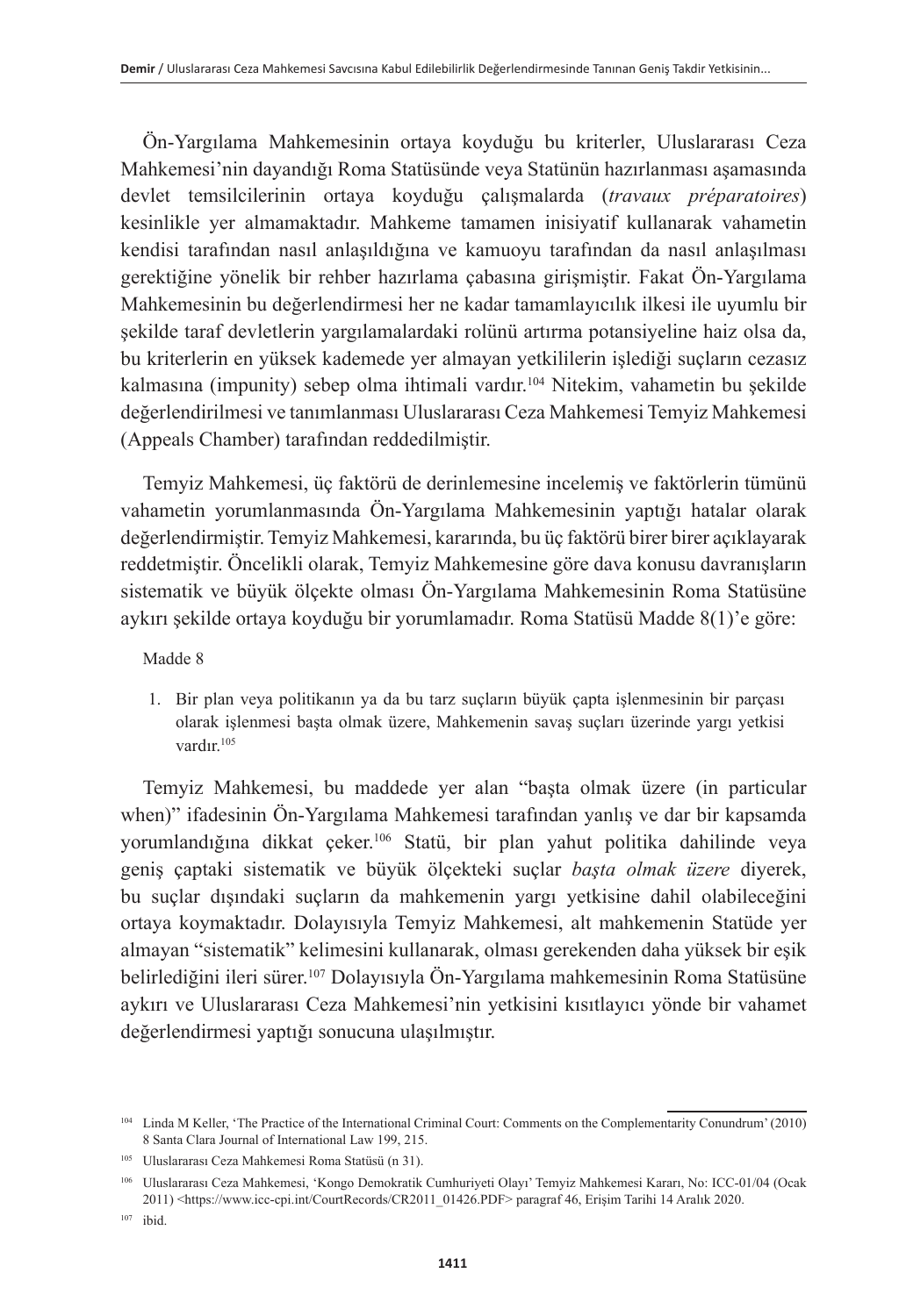Ön-Yargılama Mahkemesinin ortaya koyduğu bu kriterler, Uluslararası Ceza Mahkemesi'nin dayandığı Roma Statüsünde veya Statünün hazırlanması aşamasında devlet temsilcilerinin ortaya koyduğu çalışmalarda (*travaux préparatoires*) kesinlikle yer almamaktadır. Mahkeme tamamen inisiyatif kullanarak vahametin kendisi tarafından nasıl anlaşıldığına ve kamuoyu tarafından da nasıl anlaşılması gerektiğine yönelik bir rehber hazırlama çabasına girişmiştir. Fakat Ön-Yargılama Mahkemesinin bu değerlendirmesi her ne kadar tamamlayıcılık ilkesi ile uyumlu bir şekilde taraf devletlerin yargılamalardaki rolünü artırma potansiyeline haiz olsa da, bu kriterlerin en yüksek kademede yer almayan yetkililerin işlediği suçların cezasız kalmasına (impunity) sebep olma ihtimali vardır.[104] Nitekim, vahametin bu şekilde değerlendirilmesi ve tanımlanması Uluslararası Ceza Mahkemesi Temyiz Mahkemesi (Appeals Chamber) tarafından reddedilmiştir.

Temyiz Mahkemesi, üç faktörü de derinlemesine incelemiş ve faktörlerin tümünü vahametin yorumlanmasında Ön-Yargılama Mahkemesinin yaptığı hatalar olarak değerlendirmiştir. Temyiz Mahkemesi, kararında, bu üç faktörü birer birer açıklayarak reddetmiştir. Öncelikli olarak, Temyiz Mahkemesine göre dava konusu davranışların sistematik ve büyük ölçekte olması Ön-Yargılama Mahkemesinin Roma Statüsüne aykırı şekilde ortaya koyduğu bir yorumlamadır. Roma Statüsü Madde 8(1)'e göre:

Madde 8

1. Bir plan veya politikanın ya da bu tarz suçların büyük çapta işlenmesinin bir parçası olarak işlenmesi başta olmak üzere, Mahkemenin savaş suçları üzerinde yargı yetkisi vardır.[105]

Temyiz Mahkemesi, bu maddede yer alan "başta olmak üzere (in particular when)" ifadesinin Ön-Yargılama Mahkemesi tarafından yanlış ve dar bir kapsamda yorumlandığına dikkat çeker.[106] Statü, bir plan yahut politika dahilinde veya geniş çaptaki sistematik ve büyük ölçekteki suçlar *başta olmak üzere* diyerek, bu suçlar dışındaki suçların da mahkemenin yargı yetkisine dahil olabileceğini ortaya koymaktadır. Dolayısıyla Temyiz Mahkemesi, alt mahkemenin Statüde yer almayan "sistematik" kelimesini kullanarak, olması gerekenden daha yüksek bir eşik belirlediğini ileri sürer.[107] Dolayısıyla Ön-Yargılama mahkemesinin Roma Statüsüne aykırı ve Uluslararası Ceza Mahkemesi'nin yetkisini kısıtlayıcı yönde bir vahamet değerlendirmesi yaptığı sonucuna ulaşılmıştır.

---

[104] Linda M Keller, 'The Practice of the International Criminal Court: Comments on the Complementarity Conundrum' (2010) 8 Santa Clara Journal of International Law 199, 215.

[105] Uluslararası Ceza Mahkemesi Roma Statüsü (n 31).

[106] Uluslararası Ceza Mahkemesi, 'Kongo Demokratik Cumhuriyeti Olayı' Temyiz Mahkemesi Kararı, No: ICC-01/04 (Ocak 2011) <https://www.icc-cpi.int/CourtRecords/CR2011_01426.PDF> paragraf 46, Erişim Tarihi 14 Aralık 2020.

[107] ibid.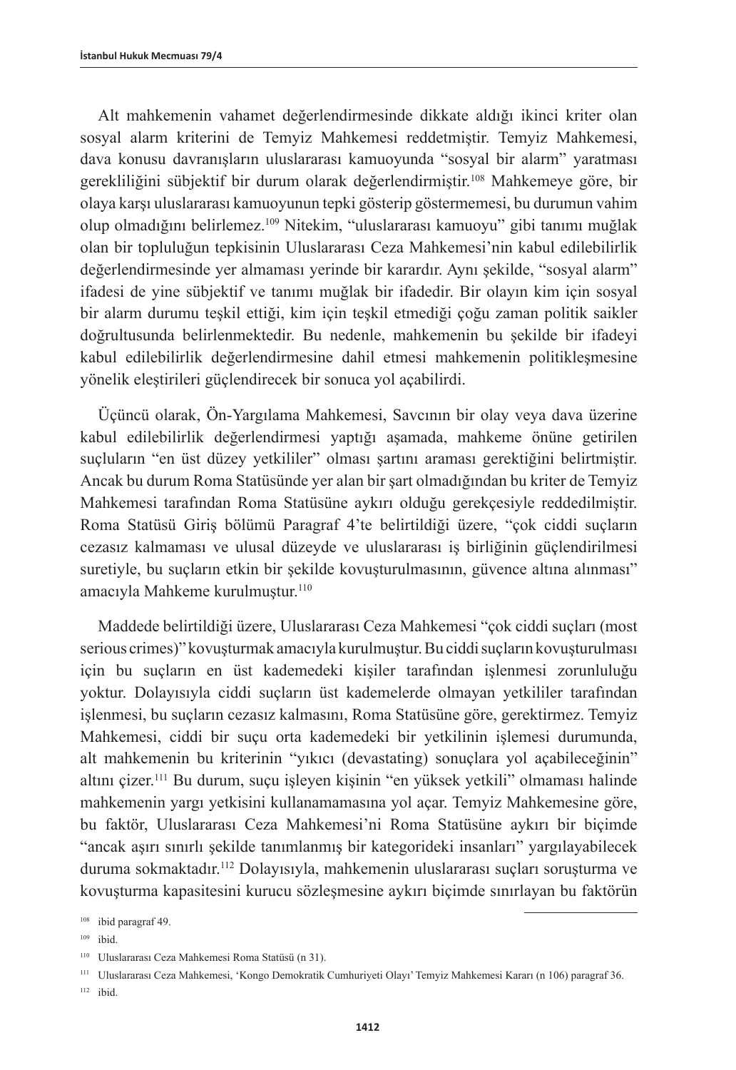Alt mahkemenin vahamet değerlendirmesinde dikkate aldığı ikinci kriter olan sosyal alarm kriterini de Temyiz Mahkemesi reddetmiştir. Temyiz Mahkemesi, dava konusu davranışların uluslararası kamuoyunda "sosyal bir alarm" yaratması gerekliliğini sübjektif bir durum olarak değerlendirmiştir.[108] Mahkemeye göre, bir olaya karşı uluslararası kamuoyunun tepki gösterip göstermemesi, bu durumun vahim olup olmadığını belirlemez.[109] Nitekim, "uluslararası kamuoyu" gibi tanımı muğlak olan bir topluluğun tepkisinin Uluslararası Ceza Mahkemesi'nin kabul edilebilirlik değerlendirmesinde yer almaması yerinde bir karardır. Aynı şekilde, "sosyal alarm" ifadesi de yine sübjektif ve tanımı muğlak bir ifadedir. Bir olayın kim için sosyal bir alarm durumu teşkil ettiği, kim için teşkil etmediği çoğu zaman politik saikler doğrultusunda belirlenmektedir. Bu nedenle, mahkemenin bu şekilde bir ifadeyi kabul edilebilirlik değerlendirmesine dahil etmesi mahkemenin politikleşmesine yönelik eleştirileri güçlendirecek bir sonuca yol açabilirdi.

Üçüncü olarak, Ön-Yargılama Mahkemesi, Savcının bir olay veya dava üzerine kabul edilebilirlik değerlendirmesi yaptığı aşamada, mahkeme önüne getirilen suçluların "en üst düzey yetkililer" olması şartını araması gerektiğini belirtmiştir. Ancak bu durum Roma Statüsünde yer alan bir şart olmadığından bu kriter de Temyiz Mahkemesi tarafından Roma Statüsüne aykırı olduğu gerekçesiyle reddedilmiştir. Roma Statüsü Giriş bölümü Paragraf 4'te belirtildiği üzere, "çok ciddi suçların cezasız kalmaması ve ulusal düzeyde ve uluslararası iş birliğinin güçlendirilmesi suretiyle, bu suçların etkin bir şekilde kovuşturulmasının, güvence altına alınması" amacıyla Mahkeme kurulmuştur.[110]

Maddede belirtildiği üzere, Uluslararası Ceza Mahkemesi "çok ciddi suçları (most serious crimes)" kovuşturmak amacıyla kurulmuştur. Bu ciddi suçların kovuşturulması için bu suçların en üst kademedeki kişiler tarafından işlenmesi zorunluluğu yoktur. Dolayısıyla ciddi suçların üst kademelerde olmayan yetkililer tarafından işlenmesi, bu suçların cezasız kalmasını, Roma Statüsüne göre, gerektirmez. Temyiz Mahkemesi, ciddi bir suçu orta kademedeki bir yetkilinin işlemesi durumunda, alt mahkemenin bu kriterinin "yıkıcı (devastating) sonuçlara yol açabileceğinin" altını çizer.[111] Bu durum, suçu işleyen kişinin "en yüksek yetkili" olmaması halinde mahkemenin yargı yetkisini kullanamamasına yol açar. Temyiz Mahkemesine göre, bu faktör, Uluslararası Ceza Mahkemesi'ni Roma Statüsüne aykırı bir biçimde "ancak aşırı sınırlı şekilde tanımlanmış bir kategorideki insanları" yargılayabilecek duruma sokmaktadır.[112] Dolayısıyla, mahkemenin uluslararası suçları soruşturma ve kovuşturma kapasitesini kurucu sözleşmesine aykırı biçimde sınırlayan bu faktörün

---

[108] ibid paragraf 49.

[109] ibid.

[110] Uluslararası Ceza Mahkemesi Roma Statüsü (n 31).

[111] Uluslararası Ceza Mahkemesi, 'Kongo Demokratik Cumhuriyeti Olayı' Temyiz Mahkemesi Kararı (n 106) paragraf 36.

[112] ibid.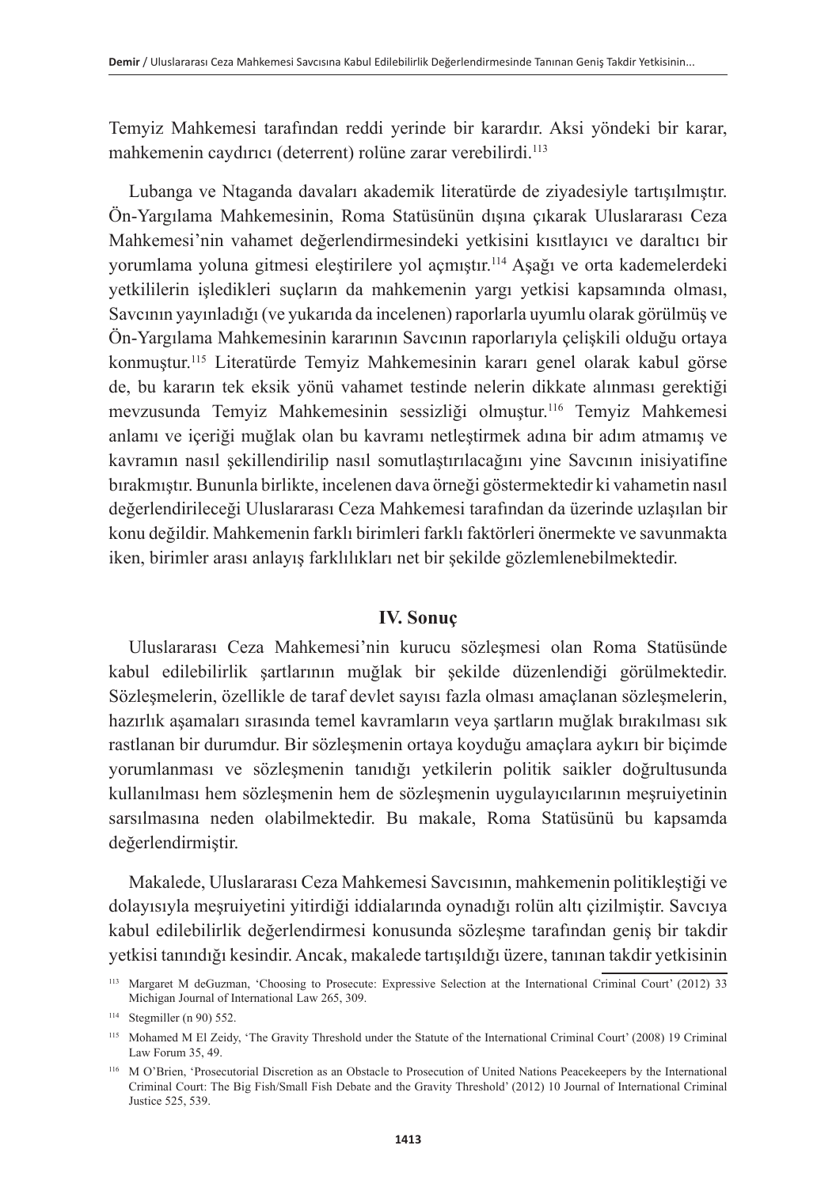Temyiz Mahkemesi tarafından reddi yerinde bir karardır. Aksi yöndeki bir karar, mahkemenin caydırıcı (deterrent) rolüne zarar verebilirdi.[113]

Lubanga ve Ntaganda davaları akademik literatürde de ziyadesiyle tartışılmıştır. Ön-Yargılama Mahkemesinin, Roma Statüsünün dışına çıkarak Uluslararası Ceza Mahkemesi'nin vahamet değerlendirmesindeki yetkisini kısıtlayıcı ve daraltıcı bir yorumlama yoluna gitmesi eleştirilere yol açmıştır.[114] Aşağı ve orta kademelerdeki yetkililerin işledikleri suçların da mahkemenin yargı yetkisi kapsamında olması, Savcının yayınladığı (ve yukarıda da incelenen) raporlarla uyumlu olarak görülmüş ve Ön-Yargılama Mahkemesinin kararının Savcının raporlarıyla çelişkili olduğu ortaya konmuştur.[115] Literatürde Temyiz Mahkemesinin kararı genel olarak kabul görse de, bu kararın tek eksik yönü vahamet testinde nelerin dikkate alınması gerektiği mevzusunda Temyiz Mahkemesinin sessizliği olmuştur.[116] Temyiz Mahkemesi anlamı ve içeriği muğlak olan bu kavramı netleştirmek adına bir adım atmamış ve kavramın nasıl şekillendirilip nasıl somutlaştırılacağını yine Savcının inisiyatifine bırakmıştır. Bununla birlikte, incelenen dava örneği göstermektedir ki vahametin nasıl değerlendirileceği Uluslararası Ceza Mahkemesi tarafından da üzerinde uzlaşılan bir konu değildir. Mahkemenin farklı birimleri farklı faktörleri önermekte ve savunmakta iken, birimler arası anlayış farklılıkları net bir şekilde gözlemlenebilmektedir.

## IV. Sonuç

Uluslararası Ceza Mahkemesi'nin kurucu sözleşmesi olan Roma Statüsünde kabul edilebilirlik şartlarının muğlak bir şekilde düzenlendiği görülmektedir. Sözleşmelerin, özellikle de taraf devlet sayısı fazla olması amaçlanan sözleşmelerin, hazırlık aşamaları sırasında temel kavramların veya şartların muğlak bırakılması sık rastlanan bir durumdur. Bir sözleşmenin ortaya koyduğu amaçlara aykırı bir biçimde yorumlanması ve sözleşmenin tanıdığı yetkilerin politik saikler doğrultusunda kullanılması hem sözleşmenin hem de sözleşmenin uygulayıcılarının meşruiyetinin sarsılmasına neden olabilmektedir. Bu makale, Roma Statüsünü bu kapsamda değerlendirmiştir.

Makalede, Uluslararası Ceza Mahkemesi Savcısının, mahkemenin politikleştiği ve dolayısıyla meşruiyetini yitirdiği iddialarında oynadığı rolün altı çizilmiştir. Savcıya kabul edilebilirlik değerlendirmesi konusunda sözleşme tarafından geniş bir takdir yetkisi tanındığı kesindir. Ancak, makalede tartışıldığı üzere, tanınan takdir yetkisinin

---

[113] Margaret M deGuzman, 'Choosing to Prosecute: Expressive Selection at the International Criminal Court' (2012) 33 Michigan Journal of International Law 265, 309.

[114] Stegmiller (n 90) 552.

[115] Mohamed M El Zeidy, 'The Gravity Threshold under the Statute of the International Criminal Court' (2008) 19 Criminal Law Forum 35, 49.

[116] M O'Brien, 'Prosecutorial Discretion as an Obstacle to Prosecution of United Nations Peacekeepers by the International Criminal Court: The Big Fish/Small Fish Debate and the Gravity Threshold' (2012) 10 Journal of International Criminal Justice 525, 539.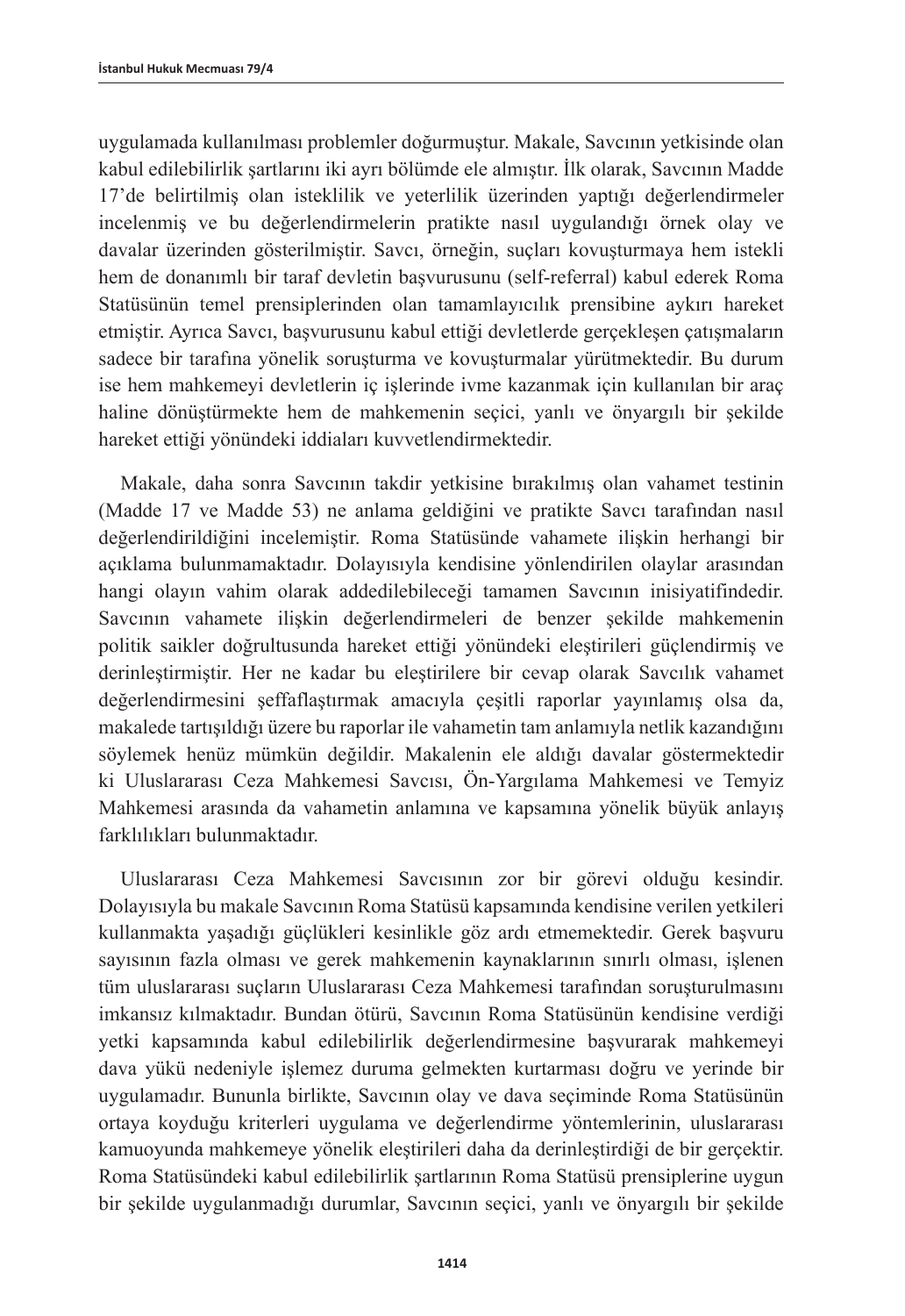uygulamada kullanılması problemler doğurmuştur. Makale, Savcının yetkisinde olan kabul edilebilirlik şartlarını iki ayrı bölümde ele almıştır. İlk olarak, Savcının Madde 17'de belirtilmiş olan isteklilik ve yeterlilik üzerinden yaptığı değerlendirmeler incelenmiş ve bu değerlendirmelerin pratikte nasıl uygulandığı örnek olay ve davalar üzerinden gösterilmiştir. Savcı, örneğin, suçları kovuşturmaya hem istekli hem de donanımlı bir taraf devletin başvurusunu (self-referral) kabul ederek Roma Statüsünün temel prensiplerinden olan tamamlayıcılık prensibine aykırı hareket etmiştir. Ayrıca Savcı, başvurusunu kabul ettiği devletlerde gerçekleşen çatışmaların sadece bir tarafına yönelik soruşturma ve kovuşturmalar yürütmektedir. Bu durum ise hem mahkemeyi devletlerin iç işlerinde ivme kazanmak için kullanılan bir araç haline dönüştürmekte hem de mahkemenin seçici, yanlı ve önyargılı bir şekilde hareket ettiği yönündeki iddiaları kuvvetlendirmektedir.

Makale, daha sonra Savcının takdir yetkisine bırakılmış olan vahamet testinin (Madde 17 ve Madde 53) ne anlama geldiğini ve pratikte Savcı tarafından nasıl değerlendirildiğini incelemiştir. Roma Statüsünde vahamete ilişkin herhangi bir açıklama bulunmamaktadır. Dolayısıyla kendisine yönlendirilen olaylar arasından hangi olayın vahim olarak addedilebileceği tamamen Savcının inisiyatifindedir. Savcının vahamete ilişkin değerlendirmeleri de benzer şekilde mahkemenin politik saikler doğrultusunda hareket ettiği yönündeki eleştirileri güçlendirmiş ve derinleştirmiştir. Her ne kadar bu eleştirilere bir cevap olarak Savcılık vahamet değerlendirmesini şeffaflaştırmak amacıyla çeşitli raporlar yayınlamış olsa da, makalede tartışıldığı üzere bu raporlar ile vahametin tam anlamıyla netlik kazandığını söylemek henüz mümkün değildir. Makalenin ele aldığı davalar göstermektedir ki Uluslararası Ceza Mahkemesi Savcısı, Ön-Yargılama Mahkemesi ve Temyiz Mahkemesi arasında da vahametin anlamına ve kapsamına yönelik büyük anlayış farklılıkları bulunmaktadır.

Uluslararası Ceza Mahkemesi Savcısının zor bir görevi olduğu kesindir. Dolayısıyla bu makale Savcının Roma Statüsü kapsamında kendisine verilen yetkileri kullanmakta yaşadığı güçlükleri kesinlikle göz ardı etmemektedir. Gerek başvuru sayısının fazla olması ve gerek mahkemenin kaynaklarının sınırlı olması, işlenen tüm uluslararası suçların Uluslararası Ceza Mahkemesi tarafından soruşturulmasını imkansız kılmaktadır. Bundan ötürü, Savcının Roma Statüsünün kendisine verdiği yetki kapsamında kabul edilebilirlik değerlendirmesine başvurarak mahkemeyi dava yükü nedeniyle işlemez duruma gelmekten kurtarması doğru ve yerinde bir uygulamadır. Bununla birlikte, Savcının olay ve dava seçiminde Roma Statüsünün ortaya koyduğu kriterleri uygulama ve değerlendirme yöntemlerinin, uluslararası kamuoyunda mahkemeye yönelik eleştirileri daha da derinleştirdiği de bir gerçektir. Roma Statüsündeki kabul edilebilirlik şartlarının Roma Statüsü prensiplerine uygun bir şekilde uygulanmadığı durumlar, Savcının seçici, yanlı ve önyargılı bir şekilde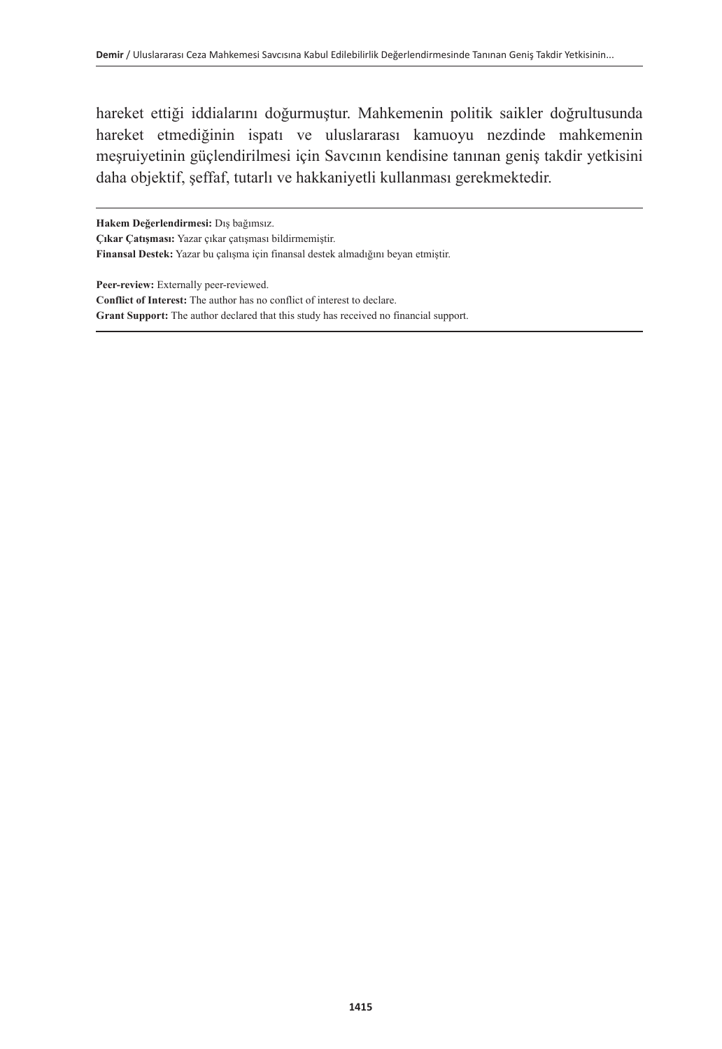hareket ettiği iddialarını doğurmuştur. Mahkemenin politik saikler doğrultusunda hareket etmediğinin ispatı ve uluslararası kamuoyu nezdinde mahkemenin meşruiyetinin güçlendirilmesi için Savcının kendisine tanınan geniş takdir yetkisini daha objektif, şeffaf, tutarlı ve hakkaniyetli kullanması gerekmektedir.

---

**Hakem Değerlendirmesi:** Dış bağımsız.
**Çıkar Çatışması:** Yazar çıkar çatışması bildirmemiştir.
**Finansal Destek:** Yazar bu çalışma için finansal destek almadığını beyan etmiştir.

**Peer-review:** Externally peer-reviewed.
**Conflict of Interest:** The author has no conflict of interest to declare.
**Grant Support:** The author declared that this study has received no financial support.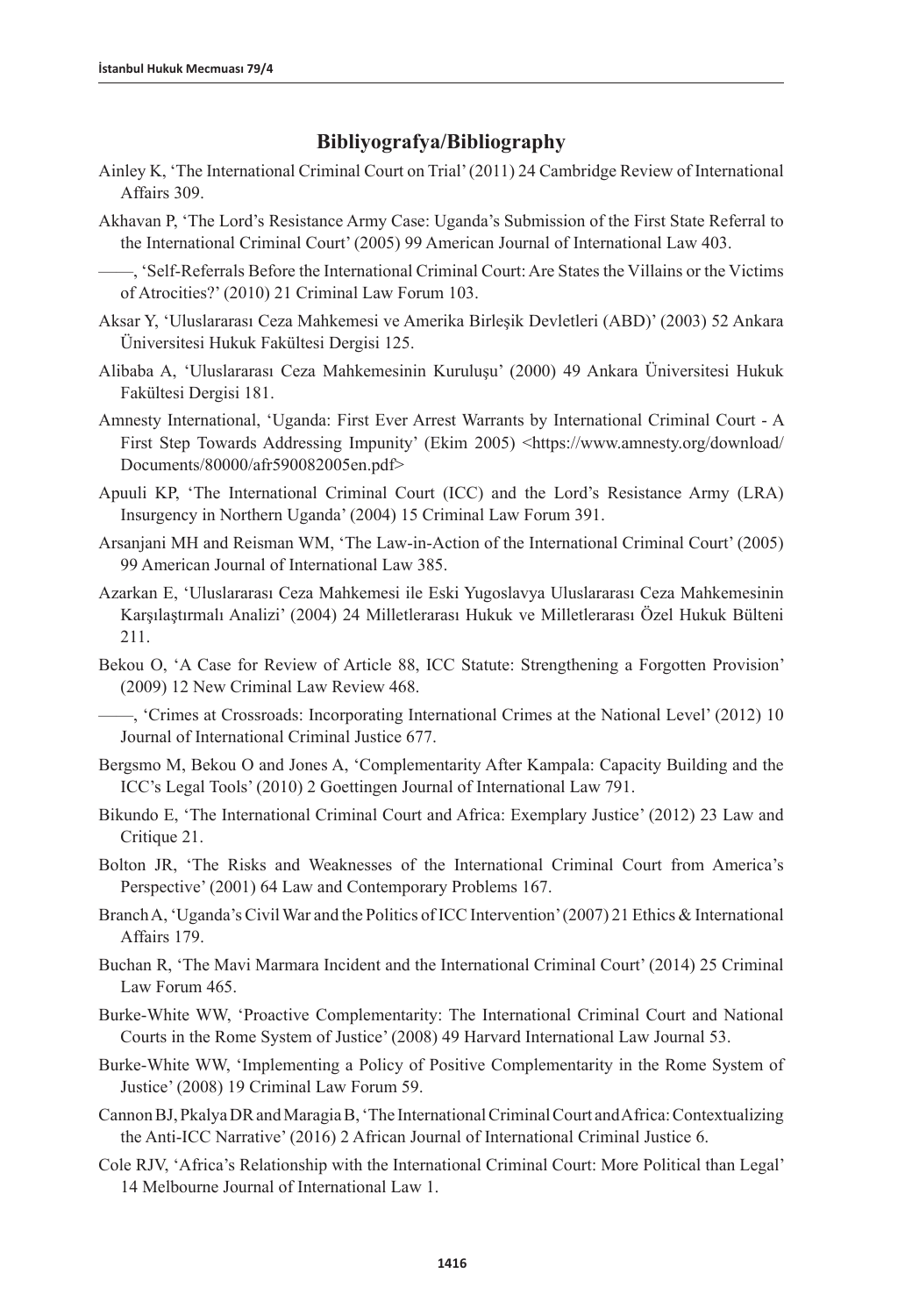## Bibliyografya/Bibliography

Ainley K, 'The International Criminal Court on Trial' (2011) 24 Cambridge Review of International Affairs 309.

Akhavan P, 'The Lord's Resistance Army Case: Uganda's Submission of the First State Referral to the International Criminal Court' (2005) 99 American Journal of International Law 403.

——, 'Self-Referrals Before the International Criminal Court: Are States the Villains or the Victims of Atrocities?' (2010) 21 Criminal Law Forum 103.

Aksar Y, 'Uluslararası Ceza Mahkemesi ve Amerika Birleşik Devletleri (ABD)' (2003) 52 Ankara Üniversitesi Hukuk Fakültesi Dergisi 125.

Alibaba A, 'Uluslararası Ceza Mahkemesinin Kuruluşu' (2000) 49 Ankara Üniversitesi Hukuk Fakültesi Dergisi 181.

Amnesty International, 'Uganda: First Ever Arrest Warrants by International Criminal Court - A First Step Towards Addressing Impunity' (Ekim 2005) <https://www.amnesty.org/download/Documents/80000/afr590082005en.pdf>

Apuuli KP, 'The International Criminal Court (ICC) and the Lord's Resistance Army (LRA) Insurgency in Northern Uganda' (2004) 15 Criminal Law Forum 391.

Arsanjani MH and Reisman WM, 'The Law-in-Action of the International Criminal Court' (2005) 99 American Journal of International Law 385.

Azarkan E, 'Uluslararası Ceza Mahkemesi ile Eski Yugoslavya Uluslararası Ceza Mahkemesinin Karşılaştırmalı Analizi' (2004) 24 Milletlerarası Hukuk ve Milletlerarası Özel Hukuk Bülteni 211.

Bekou O, 'A Case for Review of Article 88, ICC Statute: Strengthening a Forgotten Provision' (2009) 12 New Criminal Law Review 468.

——, 'Crimes at Crossroads: Incorporating International Crimes at the National Level' (2012) 10 Journal of International Criminal Justice 677.

Bergsmo M, Bekou O and Jones A, 'Complementarity After Kampala: Capacity Building and the ICC's Legal Tools' (2010) 2 Goettingen Journal of International Law 791.

Bikundo E, 'The International Criminal Court and Africa: Exemplary Justice' (2012) 23 Law and Critique 21.

Bolton JR, 'The Risks and Weaknesses of the International Criminal Court from America's Perspective' (2001) 64 Law and Contemporary Problems 167.

Branch A, 'Uganda's Civil War and the Politics of ICC Intervention' (2007) 21 Ethics & International Affairs 179.

Buchan R, 'The Mavi Marmara Incident and the International Criminal Court' (2014) 25 Criminal Law Forum 465.

Burke-White WW, 'Proactive Complementarity: The International Criminal Court and National Courts in the Rome System of Justice' (2008) 49 Harvard International Law Journal 53.

Burke-White WW, 'Implementing a Policy of Positive Complementarity in the Rome System of Justice' (2008) 19 Criminal Law Forum 59.

Cannon BJ, Pkalya DR and Maragia B, 'The International Criminal Court and Africa: Contextualizing the Anti-ICC Narrative' (2016) 2 African Journal of International Criminal Justice 6.

Cole RJV, 'Africa's Relationship with the International Criminal Court: More Political than Legal' 14 Melbourne Journal of International Law 1.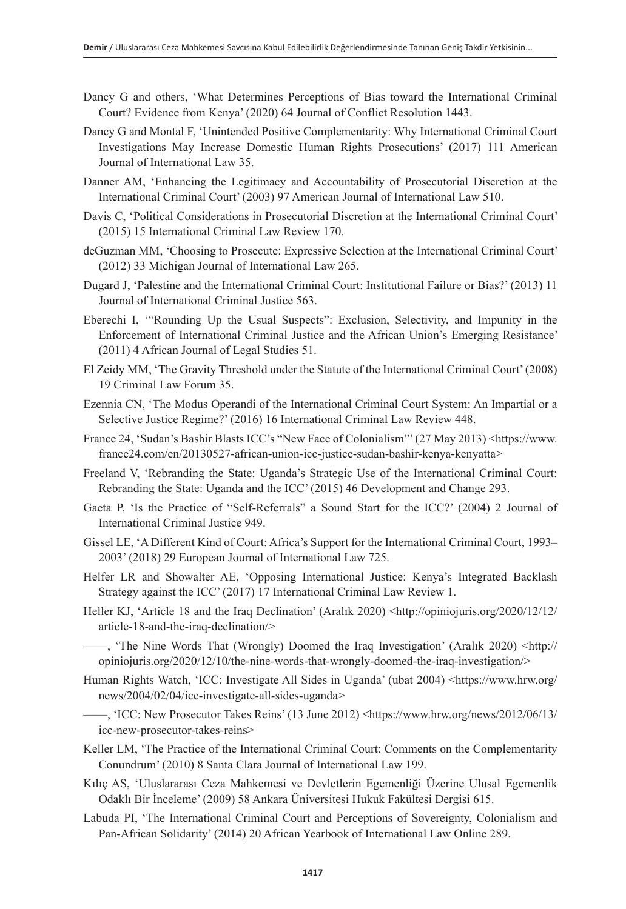Dancy G and others, 'What Determines Perceptions of Bias toward the International Criminal Court? Evidence from Kenya' (2020) 64 Journal of Conflict Resolution 1443.

Dancy G and Montal F, 'Unintended Positive Complementarity: Why International Criminal Court Investigations May Increase Domestic Human Rights Prosecutions' (2017) 111 American Journal of International Law 35.

Danner AM, 'Enhancing the Legitimacy and Accountability of Prosecutorial Discretion at the International Criminal Court' (2003) 97 American Journal of International Law 510.

Davis C, 'Political Considerations in Prosecutorial Discretion at the International Criminal Court' (2015) 15 International Criminal Law Review 170.

deGuzman MM, 'Choosing to Prosecute: Expressive Selection at the International Criminal Court' (2012) 33 Michigan Journal of International Law 265.

Dugard J, 'Palestine and the International Criminal Court: Institutional Failure or Bias?' (2013) 11 Journal of International Criminal Justice 563.

Eberechi I, '"Rounding Up the Usual Suspects": Exclusion, Selectivity, and Impunity in the Enforcement of International Criminal Justice and the African Union's Emerging Resistance' (2011) 4 African Journal of Legal Studies 51.

El Zeidy MM, 'The Gravity Threshold under the Statute of the International Criminal Court' (2008) 19 Criminal Law Forum 35.

Ezennia CN, 'The Modus Operandi of the International Criminal Court System: An Impartial or a Selective Justice Regime?' (2016) 16 International Criminal Law Review 448.

France 24, 'Sudan's Bashir Blasts ICC's "New Face of Colonialism"' (27 May 2013) <https://www.france24.com/en/20130527-african-union-icc-justice-sudan-bashir-kenya-kenyatta>

Freeland V, 'Rebranding the State: Uganda's Strategic Use of the International Criminal Court: Rebranding the State: Uganda and the ICC' (2015) 46 Development and Change 293.

Gaeta P, 'Is the Practice of "Self-Referrals" a Sound Start for the ICC?' (2004) 2 Journal of International Criminal Justice 949.

Gissel LE, 'A Different Kind of Court: Africa's Support for the International Criminal Court, 1993–2003' (2018) 29 European Journal of International Law 725.

Helfer LR and Showalter AE, 'Opposing International Justice: Kenya's Integrated Backlash Strategy against the ICC' (2017) 17 International Criminal Law Review 1.

Heller KJ, 'Article 18 and the Iraq Declination' (Aralık 2020) <http://opiniojuris.org/2020/12/12/article-18-and-the-iraq-declination/>

——, 'The Nine Words That (Wrongly) Doomed the Iraq Investigation' (Aralık 2020) <http://opiniojuris.org/2020/12/10/the-nine-words-that-wrongly-doomed-the-iraq-investigation/>

Human Rights Watch, 'ICC: Investigate All Sides in Uganda' (ubat 2004) <https://www.hrw.org/news/2004/02/04/icc-investigate-all-sides-uganda>

——, 'ICC: New Prosecutor Takes Reins' (13 June 2012) <https://www.hrw.org/news/2012/06/13/icc-new-prosecutor-takes-reins>

Keller LM, 'The Practice of the International Criminal Court: Comments on the Complementarity Conundrum' (2010) 8 Santa Clara Journal of International Law 199.

Kılıç AS, 'Uluslararası Ceza Mahkemesi ve Devletlerin Egemenliği Üzerine Ulusal Egemenlik Odaklı Bir İnceleme' (2009) 58 Ankara Üniversitesi Hukuk Fakültesi Dergisi 615.

Labuda PI, 'The International Criminal Court and Perceptions of Sovereignty, Colonialism and Pan-African Solidarity' (2014) 20 African Yearbook of International Law Online 289.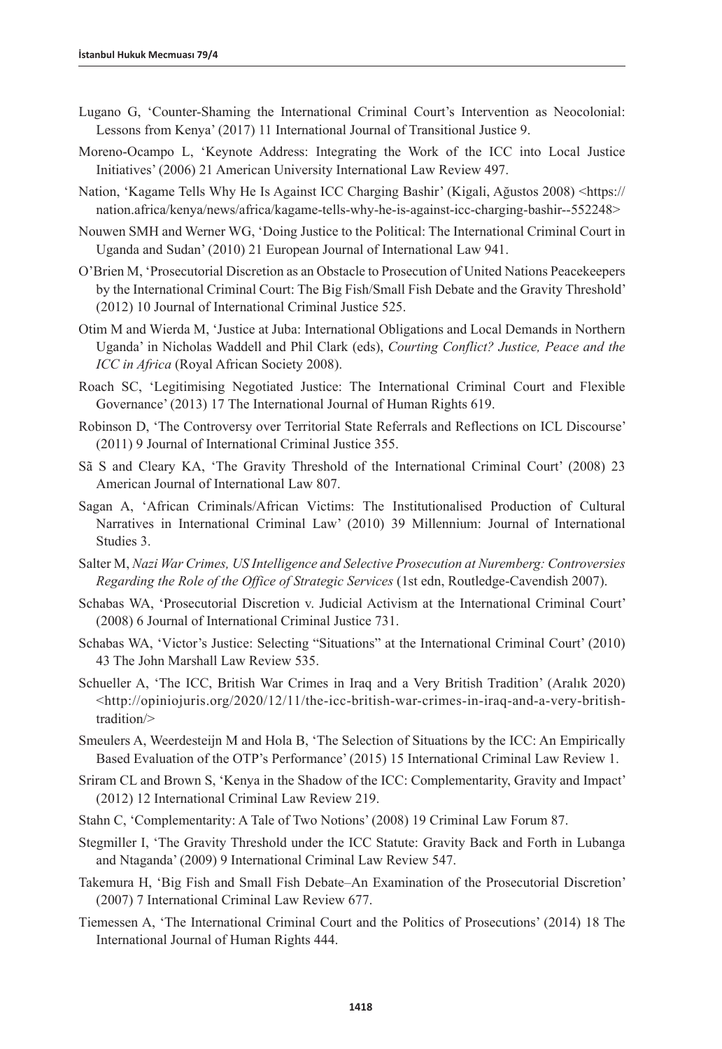Lugano G, 'Counter-Shaming the International Criminal Court's Intervention as Neocolonial: Lessons from Kenya' (2017) 11 International Journal of Transitional Justice 9.

Moreno-Ocampo L, 'Keynote Address: Integrating the Work of the ICC into Local Justice Initiatives' (2006) 21 American University International Law Review 497.

Nation, 'Kagame Tells Why He Is Against ICC Charging Bashir' (Kigali, Ağustos 2008) <https://nation.africa/kenya/news/africa/kagame-tells-why-he-is-against-icc-charging-bashir--552248>

Nouwen SMH and Werner WG, 'Doing Justice to the Political: The International Criminal Court in Uganda and Sudan' (2010) 21 European Journal of International Law 941.

O'Brien M, 'Prosecutorial Discretion as an Obstacle to Prosecution of United Nations Peacekeepers by the International Criminal Court: The Big Fish/Small Fish Debate and the Gravity Threshold' (2012) 10 Journal of International Criminal Justice 525.

Otim M and Wierda M, 'Justice at Juba: International Obligations and Local Demands in Northern Uganda' in Nicholas Waddell and Phil Clark (eds), *Courting Conflict? Justice, Peace and the ICC in Africa* (Royal African Society 2008).

Roach SC, 'Legitimising Negotiated Justice: The International Criminal Court and Flexible Governance' (2013) 17 The International Journal of Human Rights 619.

Robinson D, 'The Controversy over Territorial State Referrals and Reflections on ICL Discourse' (2011) 9 Journal of International Criminal Justice 355.

Sã S and Cleary KA, 'The Gravity Threshold of the International Criminal Court' (2008) 23 American Journal of International Law 807.

Sagan A, 'African Criminals/African Victims: The Institutionalised Production of Cultural Narratives in International Criminal Law' (2010) 39 Millennium: Journal of International Studies 3.

Salter M, *Nazi War Crimes, US Intelligence and Selective Prosecution at Nuremberg: Controversies Regarding the Role of the Office of Strategic Services* (1st edn, Routledge-Cavendish 2007).

Schabas WA, 'Prosecutorial Discretion v. Judicial Activism at the International Criminal Court' (2008) 6 Journal of International Criminal Justice 731.

Schabas WA, 'Victor's Justice: Selecting "Situations" at the International Criminal Court' (2010) 43 The John Marshall Law Review 535.

Schueller A, 'The ICC, British War Crimes in Iraq and a Very British Tradition' (Aralık 2020) <http://opiniojuris.org/2020/12/11/the-icc-british-war-crimes-in-iraq-and-a-very-british-tradition/>

Smeulers A, Weerdesteijn M and Hola B, 'The Selection of Situations by the ICC: An Empirically Based Evaluation of the OTP's Performance' (2015) 15 International Criminal Law Review 1.

Sriram CL and Brown S, 'Kenya in the Shadow of the ICC: Complementarity, Gravity and Impact' (2012) 12 International Criminal Law Review 219.

Stahn C, 'Complementarity: A Tale of Two Notions' (2008) 19 Criminal Law Forum 87.

Stegmiller I, 'The Gravity Threshold under the ICC Statute: Gravity Back and Forth in Lubanga and Ntaganda' (2009) 9 International Criminal Law Review 547.

Takemura H, 'Big Fish and Small Fish Debate–An Examination of the Prosecutorial Discretion' (2007) 7 International Criminal Law Review 677.

Tiemessen A, 'The International Criminal Court and the Politics of Prosecutions' (2014) 18 The International Journal of Human Rights 444.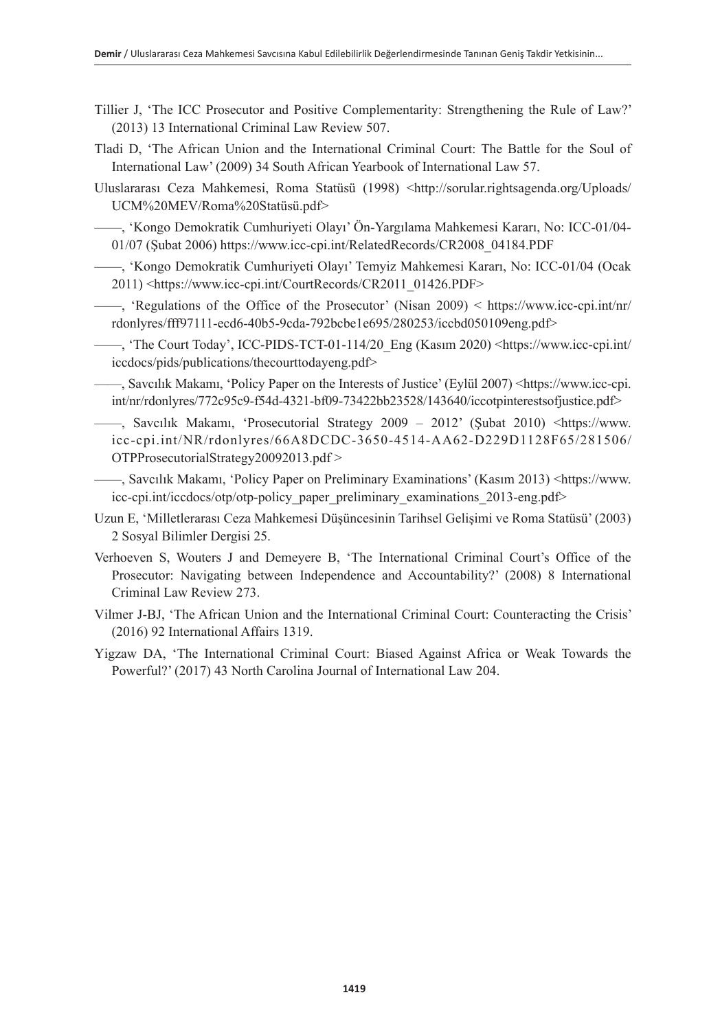Tillier J, 'The ICC Prosecutor and Positive Complementarity: Strengthening the Rule of Law?' (2013) 13 International Criminal Law Review 507.

Tladi D, 'The African Union and the International Criminal Court: The Battle for the Soul of International Law' (2009) 34 South African Yearbook of International Law 57.

Uluslararası Ceza Mahkemesi, Roma Statüsü (1998) <http://sorular.rightsagenda.org/Uploads/UCM%20MEV/Roma%20Statüsü.pdf>

——, 'Kongo Demokratik Cumhuriyeti Olayı' Ön-Yargılama Mahkemesi Kararı, No: ICC-01/04-01/07 (Şubat 2006) https://www.icc-cpi.int/RelatedRecords/CR2008_04184.PDF

——, 'Kongo Demokratik Cumhuriyeti Olayı' Temyiz Mahkemesi Kararı, No: ICC-01/04 (Ocak 2011) <https://www.icc-cpi.int/CourtRecords/CR2011_01426.PDF>

——, 'Regulations of the Office of the Prosecutor' (Nisan 2009) < https://www.icc-cpi.int/nr/rdonlyres/fff97111-ecd6-40b5-9cda-792bcbe1e695/280253/iccbd050109eng.pdf>

——, 'The Court Today', ICC-PIDS-TCT-01-114/20_Eng (Kasım 2020) <https://www.icc-cpi.int/iccdocs/pids/publications/thecourttodayeng.pdf>

——, Savcılık Makamı, 'Policy Paper on the Interests of Justice' (Eylül 2007) <https://www.icc-cpi.int/nr/rdonlyres/772c95c9-f54d-4321-bf09-73422bb23528/143640/iccotpinterestsofjustice.pdf>

——, Savcılık Makamı, 'Prosecutorial Strategy 2009 – 2012' (Şubat 2010) <https://www.icc-cpi.int/NR/rdonlyres/66A8DCDC-3650-4514-AA62-D229D1128F65/281506/OTPProsecutorialStrategy20092013.pdf >

——, Savcılık Makamı, 'Policy Paper on Preliminary Examinations' (Kasım 2013) <https://www.icc-cpi.int/iccdocs/otp/otp-policy_paper_preliminary_examinations_2013-eng.pdf>

Uzun E, 'Milletlerarası Ceza Mahkemesi Düşüncesinin Tarihsel Gelişimi ve Roma Statüsü' (2003) 2 Sosyal Bilimler Dergisi 25.

Verhoeven S, Wouters J and Demeyere B, 'The International Criminal Court's Office of the Prosecutor: Navigating between Independence and Accountability?' (2008) 8 International Criminal Law Review 273.

Vilmer J-BJ, 'The African Union and the International Criminal Court: Counteracting the Crisis' (2016) 92 International Affairs 1319.

Yigzaw DA, 'The International Criminal Court: Biased Against Africa or Weak Towards the Powerful?' (2017) 43 North Carolina Journal of International Law 204.